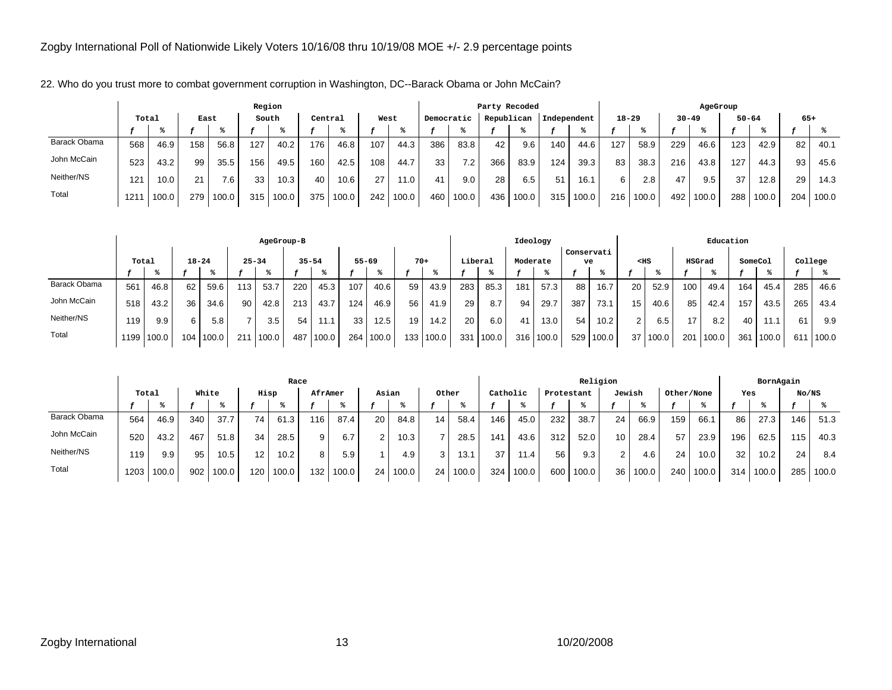Zogby International Poll of Nationwide Likely Voters 10/16/08 thru 10/19/08 MOE +/- 2.9 percentage points

22. Who do you trust more to combat government corruption in Washington, DC--Barack Obama or John McCain?

| | Total | | Region | | | | | | | | Party Recoded | | | | | | AgeGroup | | | | | | | |
|---|---|---|---|---|---|---|---|---|---|---|---|---|---|---|---|---|---|---|---|---|---|---|---|---|
| | | | East | | South | | Central | | West | | Democratic | | Republican | | Independent | | 18-29 | | 30-49 | | 50-64 | | 65+ | |
| | f | % | f | % | f | % | f | % | f | % | f | % | f | % | f | % | f | % | f | % | f | % | f | % |
| Barack Obama | 568 | 46.9 | 158 | 56.8 | 127 | 40.2 | 176 | 46.8 | 107 | 44.3 | 386 | 83.8 | 42 | 9.6 | 140 | 44.6 | 127 | 58.9 | 229 | 46.6 | 123 | 42.9 | 82 | 40.1 |
| John McCain | 523 | 43.2 | 99 | 35.5 | 156 | 49.5 | 160 | 42.5 | 108 | 44.7 | 33 | 7.2 | 366 | 83.9 | 124 | 39.3 | 83 | 38.3 | 216 | 43.8 | 127 | 44.3 | 93 | 45.6 |
| Neither/NS | 121 | 10.0 | 21 | 7.6 | 33 | 10.3 | 40 | 10.6 | 27 | 11.0 | 41 | 9.0 | 28 | 6.5 | 51 | 16.1 | 6 | 2.8 | 47 | 9.5 | 37 | 12.8 | 29 | 14.3 |
| Total | 1211 | 100.0 | 279 | 100.0 | 315 | 100.0 | 375 | 100.0 | 242 | 100.0 | 460 | 100.0 | 436 | 100.0 | 315 | 100.0 | 216 | 100.0 | 492 | 100.0 | 288 | 100.0 | 204 | 100.0 |

| | Total | | AgeGroup-B | | | | | | | | | | Ideology | | | | | | Education | | | | | | | |
|---|---|---|---|---|---|---|---|---|---|---|---|---|---|---|---|---|---|---|---|---|---|---|---|---|---|---|
| | | | 18-24 | | 25-34 | | 35-54 | | 55-69 | | 70+ | | Liberal | | Moderate | | Conservative | | <HS | | HSGrad | | SomeCol | | College | |
| | f | % | f | % | f | % | f | % | f | % | f | % | f | % | f | % | f | % | f | % | f | % | f | % | f | % |
| Barack Obama | 561 | 46.8 | 62 | 59.6 | 113 | 53.7 | 220 | 45.3 | 107 | 40.6 | 59 | 43.9 | 283 | 85.3 | 181 | 57.3 | 88 | 16.7 | 20 | 52.9 | 100 | 49.4 | 164 | 45.4 | 285 | 46.6 |
| John McCain | 518 | 43.2 | 36 | 34.6 | 90 | 42.8 | 213 | 43.7 | 124 | 46.9 | 56 | 41.9 | 29 | 8.7 | 94 | 29.7 | 387 | 73.1 | 15 | 40.6 | 85 | 42.4 | 157 | 43.5 | 265 | 43.4 |
| Neither/NS | 119 | 9.9 | 6 | 5.8 | 7 | 3.5 | 54 | 11.1 | 33 | 12.5 | 19 | 14.2 | 20 | 6.0 | 41 | 13.0 | 54 | 10.2 | 2 | 6.5 | 17 | 8.2 | 40 | 11.1 | 61 | 9.9 |
| Total | 1199 | 100.0 | 104 | 100.0 | 211 | 100.0 | 487 | 100.0 | 264 | 100.0 | 133 | 100.0 | 331 | 100.0 | 316 | 100.0 | 529 | 100.0 | 37 | 100.0 | 201 | 100.0 | 361 | 100.0 | 611 | 100.0 |

| | Total | | Race | | | | | | | | | | Religion | | | | | | | | BornAgain | | | |
|---|---|---|---|---|---|---|---|---|---|---|---|---|---|---|---|---|---|---|---|---|---|---|---|---|
| | | | White | | Hisp | | AfrAmer | | Asian | | Other | | Catholic | | Protestant | | Jewish | | Other/None | | Yes | | No/NS | |
| | f | % | f | % | f | % | f | % | f | % | f | % | f | % | f | % | f | % | f | % | f | % | f | % |
| Barack Obama | 564 | 46.9 | 340 | 37.7 | 74 | 61.3 | 116 | 87.4 | 20 | 84.8 | 14 | 58.4 | 146 | 45.0 | 232 | 38.7 | 24 | 66.9 | 159 | 66.1 | 86 | 27.3 | 146 | 51.3 |
| John McCain | 520 | 43.2 | 467 | 51.8 | 34 | 28.5 | 9 | 6.7 | 2 | 10.3 | 7 | 28.5 | 141 | 43.6 | 312 | 52.0 | 10 | 28.4 | 57 | 23.9 | 196 | 62.5 | 115 | 40.3 |
| Neither/NS | 119 | 9.9 | 95 | 10.5 | 12 | 10.2 | 8 | 5.9 | 1 | 4.9 | 3 | 13.1 | 37 | 11.4 | 56 | 9.3 | 2 | 4.6 | 24 | 10.0 | 32 | 10.2 | 24 | 8.4 |
| Total | 1203 | 100.0 | 902 | 100.0 | 120 | 100.0 | 132 | 100.0 | 24 | 100.0 | 24 | 100.0 | 324 | 100.0 | 600 | 100.0 | 36 | 100.0 | 240 | 100.0 | 314 | 100.0 | 285 | 100.0 |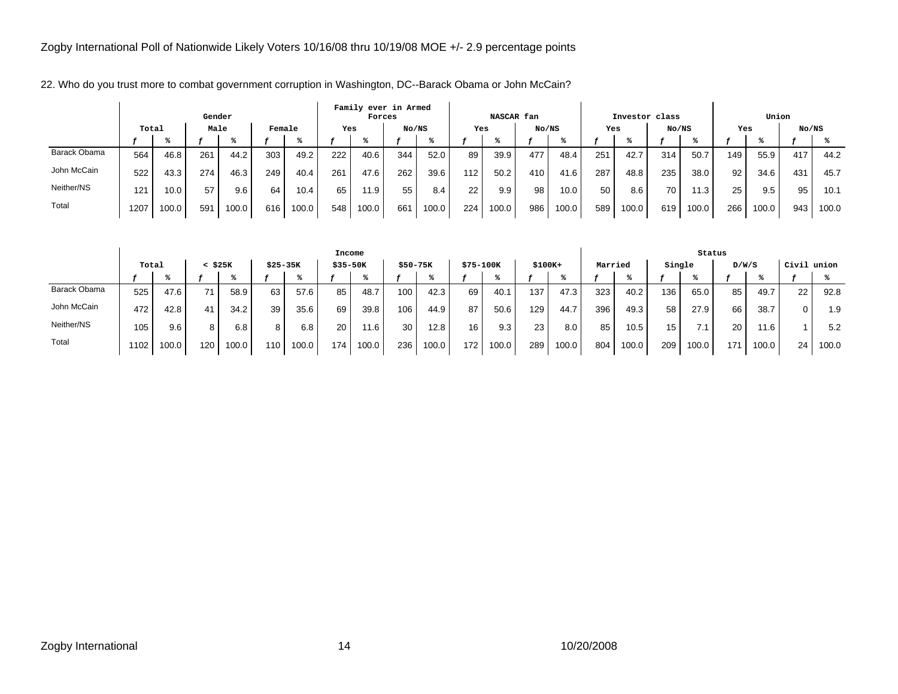Zogby International Poll of Nationwide Likely Voters 10/16/08 thru 10/19/08 MOE +/- 2.9 percentage points

22. Who do you trust more to combat government corruption in Washington, DC--Barack Obama or John McCain?

| | Total | | Gender | | | | Family ever in Armed Forces | | | | NASCAR fan | | | | Investor class | | | | Union | | | |
|---|---|---|---|---|---|---|---|---|---|---|---|---|---|---|---|---|---|---|---|---|---|---|
| | | | Male | | Female | | Yes | | No/NS | | Yes | | No/NS | | Yes | | No/NS | | Yes | | No/NS | |
| | *f* | % | *f* | % | *f* | % | *f* | % | *f* | % | *f* | % | *f* | % | *f* | % | *f* | % | *f* | % | *f* | % |
| Barack Obama | 564 | 46.8 | 261 | 44.2 | 303 | 49.2 | 222 | 40.6 | 344 | 52.0 | 89 | 39.9 | 477 | 48.4 | 251 | 42.7 | 314 | 50.7 | 149 | 55.9 | 417 | 44.2 |
| John McCain | 522 | 43.3 | 274 | 46.3 | 249 | 40.4 | 261 | 47.6 | 262 | 39.6 | 112 | 50.2 | 410 | 41.6 | 287 | 48.8 | 235 | 38.0 | 92 | 34.6 | 431 | 45.7 |
| Neither/NS | 121 | 10.0 | 57 | 9.6 | 64 | 10.4 | 65 | 11.9 | 55 | 8.4 | 22 | 9.9 | 98 | 10.0 | 50 | 8.6 | 70 | 11.3 | 25 | 9.5 | 95 | 10.1 |
| Total | 1207 | 100.0 | 591 | 100.0 | 616 | 100.0 | 548 | 100.0 | 661 | 100.0 | 224 | 100.0 | 986 | 100.0 | 589 | 100.0 | 619 | 100.0 | 266 | 100.0 | 943 | 100.0 |

| | Total | | Income | | | | | | | | | | | | Status | | | | | | | |
|---|---|---|---|---|---|---|---|---|---|---|---|---|---|---|---|---|---|---|---|---|---|---|
| | | | < $25K | | $25-35K | | $35-50K | | $50-75K | | $75-100K | | $100K+ | | Married | | Single | | D/W/S | | Civil union | |
| | *f* | % | *f* | % | *f* | % | *f* | % | *f* | % | *f* | % | *f* | % | *f* | % | *f* | % | *f* | % | *f* | % |
| Barack Obama | 525 | 47.6 | 71 | 58.9 | 63 | 57.6 | 85 | 48.7 | 100 | 42.3 | 69 | 40.1 | 137 | 47.3 | 323 | 40.2 | 136 | 65.0 | 85 | 49.7 | 22 | 92.8 |
| John McCain | 472 | 42.8 | 41 | 34.2 | 39 | 35.6 | 69 | 39.8 | 106 | 44.9 | 87 | 50.6 | 129 | 44.7 | 396 | 49.3 | 58 | 27.9 | 66 | 38.7 | 0 | 1.9 |
| Neither/NS | 105 | 9.6 | 8 | 6.8 | 8 | 6.8 | 20 | 11.6 | 30 | 12.8 | 16 | 9.3 | 23 | 8.0 | 85 | 10.5 | 15 | 7.1 | 20 | 11.6 | 1 | 5.2 |
| Total | 1102 | 100.0 | 120 | 100.0 | 110 | 100.0 | 174 | 100.0 | 236 | 100.0 | 172 | 100.0 | 289 | 100.0 | 804 | 100.0 | 209 | 100.0 | 171 | 100.0 | 24 | 100.0 |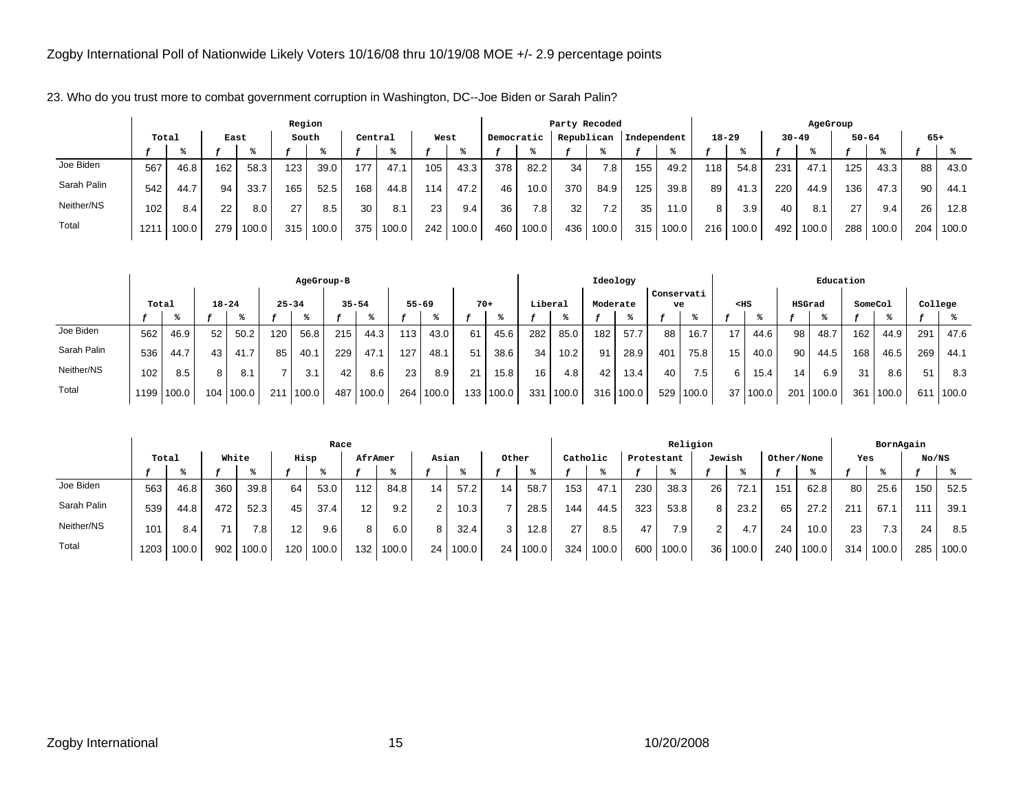Zogby International Poll of Nationwide Likely Voters 10/16/08 thru 10/19/08 MOE +/- 2.9 percentage points

23. Who do you trust more to combat government corruption in Washington, DC--Joe Biden or Sarah Palin?

| | Total | | Region | | | | | | | | Party Recoded | | | | | | AgeGroup | | | | | | | |
|---|---|---|---|---|---|---|---|---|---|---|---|---|---|---|---|---|---|---|---|---|---|---|---|---|
| | | | East | | South | | Central | | West | | Democratic | | Republican | | Independent | | 18-29 | | 30-49 | | 50-64 | | 65+ | |
| | f | % | f | % | f | % | f | % | f | % | f | % | f | % | f | % | f | % | f | % | f | % | f | % |
| Joe Biden | 567 | 46.8 | 162 | 58.3 | 123 | 39.0 | 177 | 47.1 | 105 | 43.3 | 378 | 82.2 | 34 | 7.8 | 155 | 49.2 | 118 | 54.8 | 231 | 47.1 | 125 | 43.3 | 88 | 43.0 |
| Sarah Palin | 542 | 44.7 | 94 | 33.7 | 165 | 52.5 | 168 | 44.8 | 114 | 47.2 | 46 | 10.0 | 370 | 84.9 | 125 | 39.8 | 89 | 41.3 | 220 | 44.9 | 136 | 47.3 | 90 | 44.1 |
| Neither/NS | 102 | 8.4 | 22 | 8.0 | 27 | 8.5 | 30 | 8.1 | 23 | 9.4 | 36 | 7.8 | 32 | 7.2 | 35 | 11.0 | 8 | 3.9 | 40 | 8.1 | 27 | 9.4 | 26 | 12.8 |
| Total | 1211 | 100.0 | 279 | 100.0 | 315 | 100.0 | 375 | 100.0 | 242 | 100.0 | 460 | 100.0 | 436 | 100.0 | 315 | 100.0 | 216 | 100.0 | 492 | 100.0 | 288 | 100.0 | 204 | 100.0 |

| | Total | | AgeGroup-B | | | | | | | | | | Ideology | | | | | | Education | | | | | | | |
|---|---|---|---|---|---|---|---|---|---|---|---|---|---|---|---|---|---|---|---|---|---|---|---|---|---|---|
| | | | 18-24 | | 25-34 | | 35-54 | | 55-69 | | 70+ | | Liberal | | Moderate | | Conservative | | <HS | | HSGrad | | SomeCol | | College | |
| | f | % | f | % | f | % | f | % | f | % | f | % | f | % | f | % | f | % | f | % | f | % | f | % | f | % |
| Joe Biden | 562 | 46.9 | 52 | 50.2 | 120 | 56.8 | 215 | 44.3 | 113 | 43.0 | 61 | 45.6 | 282 | 85.0 | 182 | 57.7 | 88 | 16.7 | 17 | 44.6 | 98 | 48.7 | 162 | 44.9 | 291 | 47.6 |
| Sarah Palin | 536 | 44.7 | 43 | 41.7 | 85 | 40.1 | 229 | 47.1 | 127 | 48.1 | 51 | 38.6 | 34 | 10.2 | 91 | 28.9 | 401 | 75.8 | 15 | 40.0 | 90 | 44.5 | 168 | 46.5 | 269 | 44.1 |
| Neither/NS | 102 | 8.5 | 8 | 8.1 | 7 | 3.1 | 42 | 8.6 | 23 | 8.9 | 21 | 15.8 | 16 | 4.8 | 42 | 13.4 | 40 | 7.5 | 6 | 15.4 | 14 | 6.9 | 31 | 8.6 | 51 | 8.3 |
| Total | 1199 | 100.0 | 104 | 100.0 | 211 | 100.0 | 487 | 100.0 | 264 | 100.0 | 133 | 100.0 | 331 | 100.0 | 316 | 100.0 | 529 | 100.0 | 37 | 100.0 | 201 | 100.0 | 361 | 100.0 | 611 | 100.0 |

| | Total | | Race | | | | | | | | | | Religion | | | | | | | | BornAgain | | | |
|---|---|---|---|---|---|---|---|---|---|---|---|---|---|---|---|---|---|---|---|---|---|---|---|---|
| | | | White | | Hisp | | AfrAmer | | Asian | | Other | | Catholic | | Protestant | | Jewish | | Other/None | | Yes | | No/NS | |
| | f | % | f | % | f | % | f | % | f | % | f | % | f | % | f | % | f | % | f | % | f | % | f | % |
| Joe Biden | 563 | 46.8 | 360 | 39.8 | 64 | 53.0 | 112 | 84.8 | 14 | 57.2 | 14 | 58.7 | 153 | 47.1 | 230 | 38.3 | 26 | 72.1 | 151 | 62.8 | 80 | 25.6 | 150 | 52.5 |
| Sarah Palin | 539 | 44.8 | 472 | 52.3 | 45 | 37.4 | 12 | 9.2 | 2 | 10.3 | 7 | 28.5 | 144 | 44.5 | 323 | 53.8 | 8 | 23.2 | 65 | 27.2 | 211 | 67.1 | 111 | 39.1 |
| Neither/NS | 101 | 8.4 | 71 | 7.8 | 12 | 9.6 | 8 | 6.0 | 8 | 32.4 | 3 | 12.8 | 27 | 8.5 | 47 | 7.9 | 2 | 4.7 | 24 | 10.0 | 23 | 7.3 | 24 | 8.5 |
| Total | 1203 | 100.0 | 902 | 100.0 | 120 | 100.0 | 132 | 100.0 | 24 | 100.0 | 24 | 100.0 | 324 | 100.0 | 600 | 100.0 | 36 | 100.0 | 240 | 100.0 | 314 | 100.0 | 285 | 100.0 |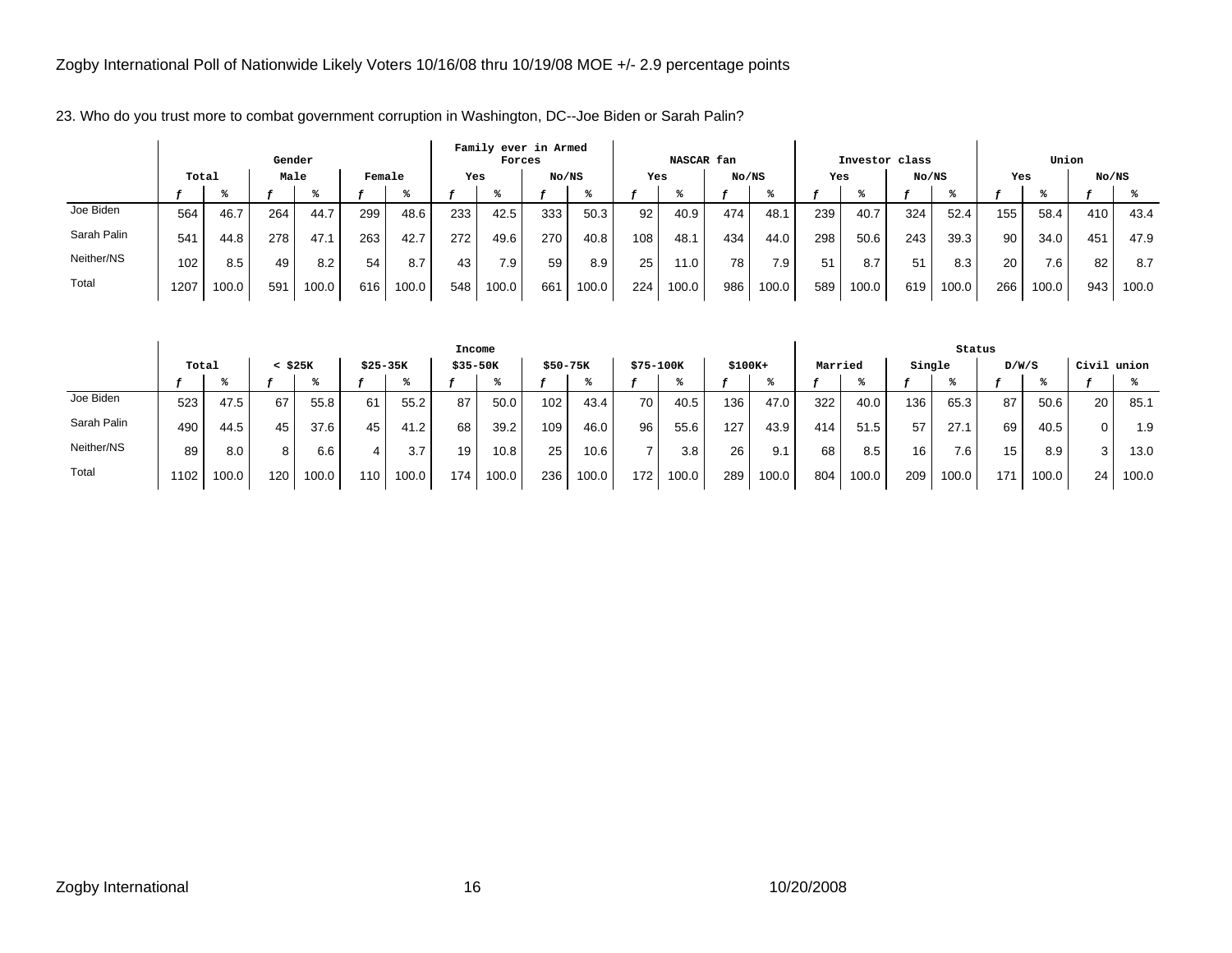Zogby International Poll of Nationwide Likely Voters 10/16/08 thru 10/19/08 MOE +/- 2.9 percentage points

23. Who do you trust more to combat government corruption in Washington, DC--Joe Biden or Sarah Palin?

| | Total | | Gender | | | | Family ever in Armed Forces | | | | NASCAR fan | | | | Investor class | | | | Union | | | |
|---|---|---|---|---|---|---|---|---|---|---|---|---|---|---|---|---|---|---|---|---|---|---|
| | | | Male | | Female | | Yes | | No/NS | | Yes | | No/NS | | Yes | | No/NS | | Yes | | No/NS | |
| | f | % | f | % | f | % | f | % | f | % | f | % | f | % | f | % | f | % | f | % | f | % |
| Joe Biden | 564 | 46.7 | 264 | 44.7 | 299 | 48.6 | 233 | 42.5 | 333 | 50.3 | 92 | 40.9 | 474 | 48.1 | 239 | 40.7 | 324 | 52.4 | 155 | 58.4 | 410 | 43.4 |
| Sarah Palin | 541 | 44.8 | 278 | 47.1 | 263 | 42.7 | 272 | 49.6 | 270 | 40.8 | 108 | 48.1 | 434 | 44.0 | 298 | 50.6 | 243 | 39.3 | 90 | 34.0 | 451 | 47.9 |
| Neither/NS | 102 | 8.5 | 49 | 8.2 | 54 | 8.7 | 43 | 7.9 | 59 | 8.9 | 25 | 11.0 | 78 | 7.9 | 51 | 8.7 | 51 | 8.3 | 20 | 7.6 | 82 | 8.7 |
| Total | 1207 | 100.0 | 591 | 100.0 | 616 | 100.0 | 548 | 100.0 | 661 | 100.0 | 224 | 100.0 | 986 | 100.0 | 589 | 100.0 | 619 | 100.0 | 266 | 100.0 | 943 | 100.0 |

| | Total | | Income | | | | | | | | | | | | Status | | | | | | | |
|---|---|---|---|---|---|---|---|---|---|---|---|---|---|---|---|---|---|---|---|---|---|---|
| | | | < $25K | | $25-35K | | $35-50K | | $50-75K | | $75-100K | | $100K+ | | Married | | Single | | D/W/S | | Civil union | |
| | f | % | f | % | f | % | f | % | f | % | f | % | f | % | f | % | f | % | f | % | f | % |
| Joe Biden | 523 | 47.5 | 67 | 55.8 | 61 | 55.2 | 87 | 50.0 | 102 | 43.4 | 70 | 40.5 | 136 | 47.0 | 322 | 40.0 | 136 | 65.3 | 87 | 50.6 | 20 | 85.1 |
| Sarah Palin | 490 | 44.5 | 45 | 37.6 | 45 | 41.2 | 68 | 39.2 | 109 | 46.0 | 96 | 55.6 | 127 | 43.9 | 414 | 51.5 | 57 | 27.1 | 69 | 40.5 | 0 | 1.9 |
| Neither/NS | 89 | 8.0 | 8 | 6.6 | 4 | 3.7 | 19 | 10.8 | 25 | 10.6 | 7 | 3.8 | 26 | 9.1 | 68 | 8.5 | 16 | 7.6 | 15 | 8.9 | 3 | 13.0 |
| Total | 1102 | 100.0 | 120 | 100.0 | 110 | 100.0 | 174 | 100.0 | 236 | 100.0 | 172 | 100.0 | 289 | 100.0 | 804 | 100.0 | 209 | 100.0 | 171 | 100.0 | 24 | 100.0 |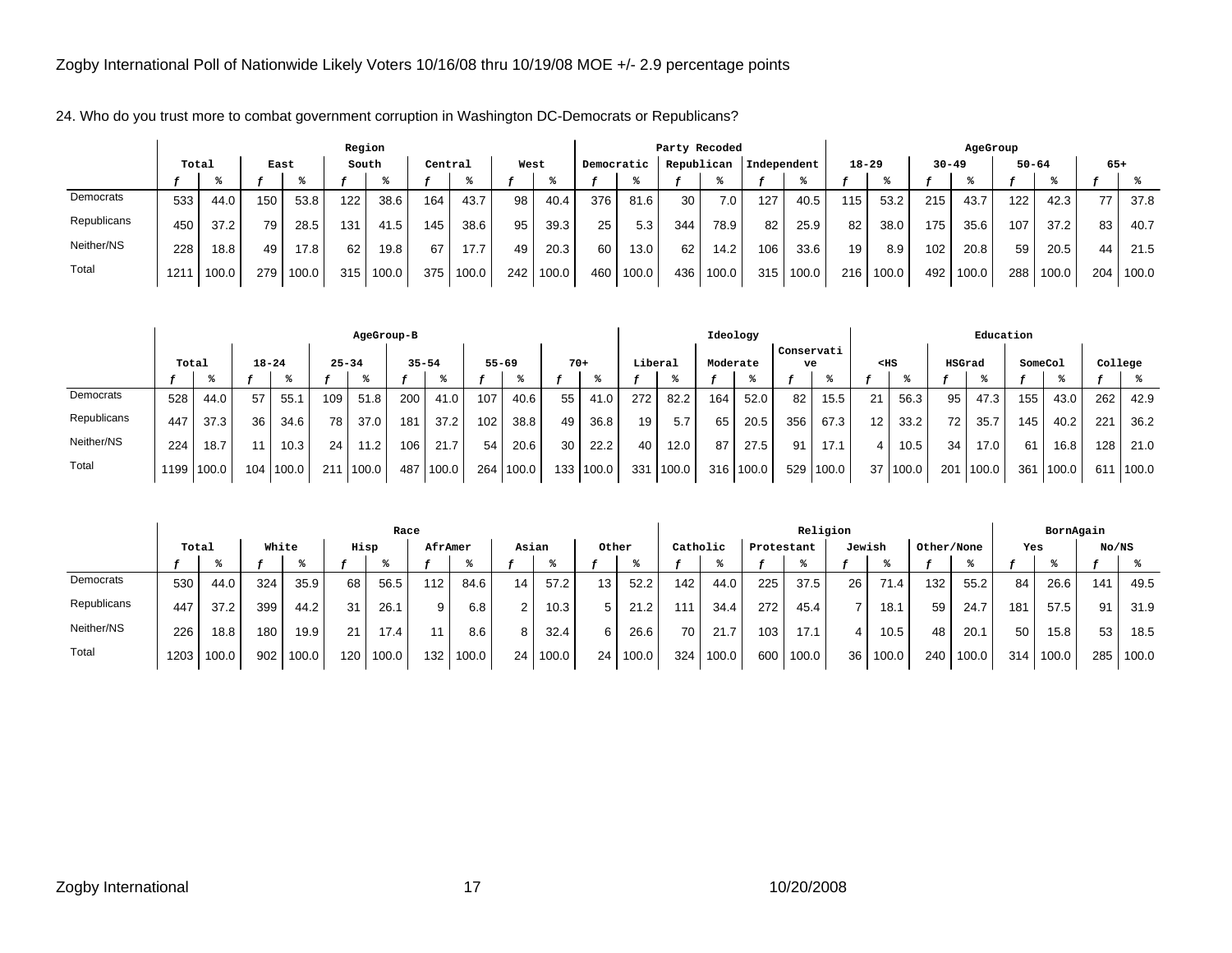Zogby International Poll of Nationwide Likely Voters 10/16/08 thru 10/19/08 MOE +/- 2.9 percentage points

24. Who do you trust more to combat government corruption in Washington DC-Democrats or Republicans?

| | Total | | Region: East | | Region: South | | Region: Central | | Region: West | | Party Recoded: Democratic | | Party Recoded: Republican | | Party Recoded: Independent | | AgeGroup: 18-29 | | AgeGroup: 30-49 | | AgeGroup: 50-64 | | AgeGroup: 65+ | |
|---|---|---|---|---|---|---|---|---|---|---|---|---|---|---|---|---|---|---|---|---|---|---|---|---|
| | *f* | % | *f* | % | *f* | % | *f* | % | *f* | % | *f* | % | *f* | % | *f* | % | *f* | % | *f* | % | *f* | % | *f* | % |
| Democrats | 533 | 44.0 | 150 | 53.8 | 122 | 38.6 | 164 | 43.7 | 98 | 40.4 | 376 | 81.6 | 30 | 7.0 | 127 | 40.5 | 115 | 53.2 | 215 | 43.7 | 122 | 42.3 | 77 | 37.8 |
| Republicans | 450 | 37.2 | 79 | 28.5 | 131 | 41.5 | 145 | 38.6 | 95 | 39.3 | 25 | 5.3 | 344 | 78.9 | 82 | 25.9 | 82 | 38.0 | 175 | 35.6 | 107 | 37.2 | 83 | 40.7 |
| Neither/NS | 228 | 18.8 | 49 | 17.8 | 62 | 19.8 | 67 | 17.7 | 49 | 20.3 | 60 | 13.0 | 62 | 14.2 | 106 | 33.6 | 19 | 8.9 | 102 | 20.8 | 59 | 20.5 | 44 | 21.5 |
| Total | 1211 | 100.0 | 279 | 100.0 | 315 | 100.0 | 375 | 100.0 | 242 | 100.0 | 460 | 100.0 | 436 | 100.0 | 315 | 100.0 | 216 | 100.0 | 492 | 100.0 | 288 | 100.0 | 204 | 100.0 |

| | Total | | AgeGroup-B: 18-24 | | AgeGroup-B: 25-34 | | AgeGroup-B: 35-54 | | AgeGroup-B: 55-69 | | AgeGroup-B: 70+ | | Ideology: Liberal | | Ideology: Moderate | | Ideology: Conservative | | Education: <HS | | Education: HSGrad | | Education: SomeCol | | Education: College | |
|---|---|---|---|---|---|---|---|---|---|---|---|---|---|---|---|---|---|---|---|---|---|---|---|---|---|---|
| | *f* | % | *f* | % | *f* | % | *f* | % | *f* | % | *f* | % | *f* | % | *f* | % | *f* | % | *f* | % | *f* | % | *f* | % | *f* | % |
| Democrats | 528 | 44.0 | 57 | 55.1 | 109 | 51.8 | 200 | 41.0 | 107 | 40.6 | 55 | 41.0 | 272 | 82.2 | 164 | 52.0 | 82 | 15.5 | 21 | 56.3 | 95 | 47.3 | 155 | 43.0 | 262 | 42.9 |
| Republicans | 447 | 37.3 | 36 | 34.6 | 78 | 37.0 | 181 | 37.2 | 102 | 38.8 | 49 | 36.8 | 19 | 5.7 | 65 | 20.5 | 356 | 67.3 | 12 | 33.2 | 72 | 35.7 | 145 | 40.2 | 221 | 36.2 |
| Neither/NS | 224 | 18.7 | 11 | 10.3 | 24 | 11.2 | 106 | 21.7 | 54 | 20.6 | 30 | 22.2 | 40 | 12.0 | 87 | 27.5 | 91 | 17.1 | 4 | 10.5 | 34 | 17.0 | 61 | 16.8 | 128 | 21.0 |
| Total | 1199 | 100.0 | 104 | 100.0 | 211 | 100.0 | 487 | 100.0 | 264 | 100.0 | 133 | 100.0 | 331 | 100.0 | 316 | 100.0 | 529 | 100.0 | 37 | 100.0 | 201 | 100.0 | 361 | 100.0 | 611 | 100.0 |

| | Total | | Race: White | | Race: Hisp | | Race: AfrAmer | | Race: Asian | | Race: Other | | Religion: Catholic | | Religion: Protestant | | Religion: Jewish | | Religion: Other/None | | BornAgain: Yes | | BornAgain: No/NS | |
|---|---|---|---|---|---|---|---|---|---|---|---|---|---|---|---|---|---|---|---|---|---|---|---|---|
| | *f* | % | *f* | % | *f* | % | *f* | % | *f* | % | *f* | % | *f* | % | *f* | % | *f* | % | *f* | % | *f* | % | *f* | % |
| Democrats | 530 | 44.0 | 324 | 35.9 | 68 | 56.5 | 112 | 84.6 | 14 | 57.2 | 13 | 52.2 | 142 | 44.0 | 225 | 37.5 | 26 | 71.4 | 132 | 55.2 | 84 | 26.6 | 141 | 49.5 |
| Republicans | 447 | 37.2 | 399 | 44.2 | 31 | 26.1 | 9 | 6.8 | 2 | 10.3 | 5 | 21.2 | 111 | 34.4 | 272 | 45.4 | 7 | 18.1 | 59 | 24.7 | 181 | 57.5 | 91 | 31.9 |
| Neither/NS | 226 | 18.8 | 180 | 19.9 | 21 | 17.4 | 11 | 8.6 | 8 | 32.4 | 6 | 26.6 | 70 | 21.7 | 103 | 17.1 | 4 | 10.5 | 48 | 20.1 | 50 | 15.8 | 53 | 18.5 |
| Total | 1203 | 100.0 | 902 | 100.0 | 120 | 100.0 | 132 | 100.0 | 24 | 100.0 | 24 | 100.0 | 324 | 100.0 | 600 | 100.0 | 36 | 100.0 | 240 | 100.0 | 314 | 100.0 | 285 | 100.0 |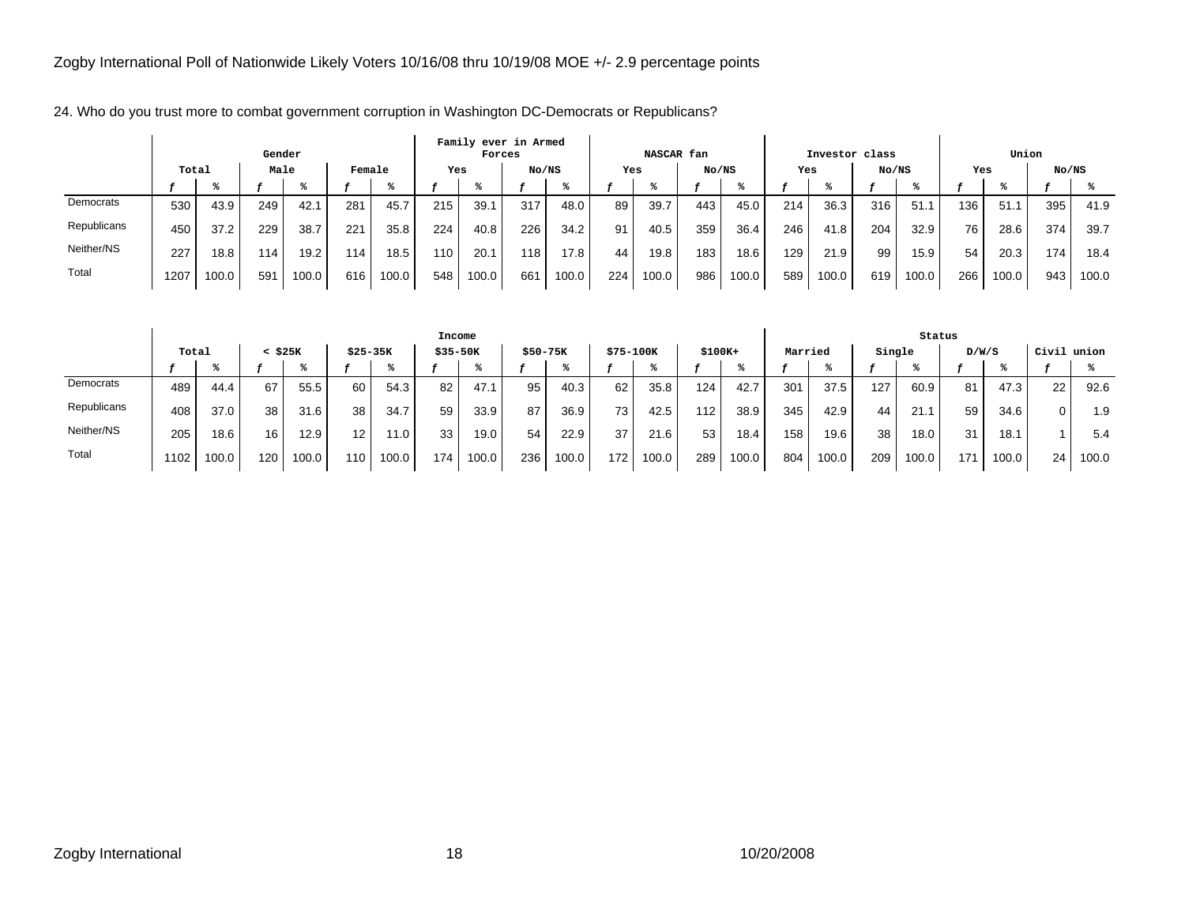Zogby International Poll of Nationwide Likely Voters 10/16/08 thru 10/19/08 MOE +/- 2.9 percentage points

24. Who do you trust more to combat government corruption in Washington DC-Democrats or Republicans?

| | Total | | Gender | | | | Family ever in Armed Forces | | | | NASCAR fan | | | | Investor class | | | | Union | | | |
|---|---|---|---|---|---|---|---|---|---|---|---|---|---|---|---|---|---|---|---|---|---|---|
| | | | Male | | Female | | Yes | | No/NS | | Yes | | No/NS | | Yes | | No/NS | | Yes | | No/NS | |
| | *f* | % | *f* | % | *f* | % | *f* | % | *f* | % | *f* | % | *f* | % | *f* | % | *f* | % | *f* | % | *f* | % |
| Democrats | 530 | 43.9 | 249 | 42.1 | 281 | 45.7 | 215 | 39.1 | 317 | 48.0 | 89 | 39.7 | 443 | 45.0 | 214 | 36.3 | 316 | 51.1 | 136 | 51.1 | 395 | 41.9 |
| Republicans | 450 | 37.2 | 229 | 38.7 | 221 | 35.8 | 224 | 40.8 | 226 | 34.2 | 91 | 40.5 | 359 | 36.4 | 246 | 41.8 | 204 | 32.9 | 76 | 28.6 | 374 | 39.7 |
| Neither/NS | 227 | 18.8 | 114 | 19.2 | 114 | 18.5 | 110 | 20.1 | 118 | 17.8 | 44 | 19.8 | 183 | 18.6 | 129 | 21.9 | 99 | 15.9 | 54 | 20.3 | 174 | 18.4 |
| Total | 1207 | 100.0 | 591 | 100.0 | 616 | 100.0 | 548 | 100.0 | 661 | 100.0 | 224 | 100.0 | 986 | 100.0 | 589 | 100.0 | 619 | 100.0 | 266 | 100.0 | 943 | 100.0 |

| | Total | | Income | | | | | | | | | | | | Status | | | | | | | |
|---|---|---|---|---|---|---|---|---|---|---|---|---|---|---|---|---|---|---|---|---|---|---|
| | | | < $25K | | $25-35K | | $35-50K | | $50-75K | | $75-100K | | $100K+ | | Married | | Single | | D/W/S | | Civil union | |
| | *f* | % | *f* | % | *f* | % | *f* | % | *f* | % | *f* | % | *f* | % | *f* | % | *f* | % | *f* | % | *f* | % |
| Democrats | 489 | 44.4 | 67 | 55.5 | 60 | 54.3 | 82 | 47.1 | 95 | 40.3 | 62 | 35.8 | 124 | 42.7 | 301 | 37.5 | 127 | 60.9 | 81 | 47.3 | 22 | 92.6 |
| Republicans | 408 | 37.0 | 38 | 31.6 | 38 | 34.7 | 59 | 33.9 | 87 | 36.9 | 73 | 42.5 | 112 | 38.9 | 345 | 42.9 | 44 | 21.1 | 59 | 34.6 | 0 | 1.9 |
| Neither/NS | 205 | 18.6 | 16 | 12.9 | 12 | 11.0 | 33 | 19.0 | 54 | 22.9 | 37 | 21.6 | 53 | 18.4 | 158 | 19.6 | 38 | 18.0 | 31 | 18.1 | 1 | 5.4 |
| Total | 1102 | 100.0 | 120 | 100.0 | 110 | 100.0 | 174 | 100.0 | 236 | 100.0 | 172 | 100.0 | 289 | 100.0 | 804 | 100.0 | 209 | 100.0 | 171 | 100.0 | 24 | 100.0 |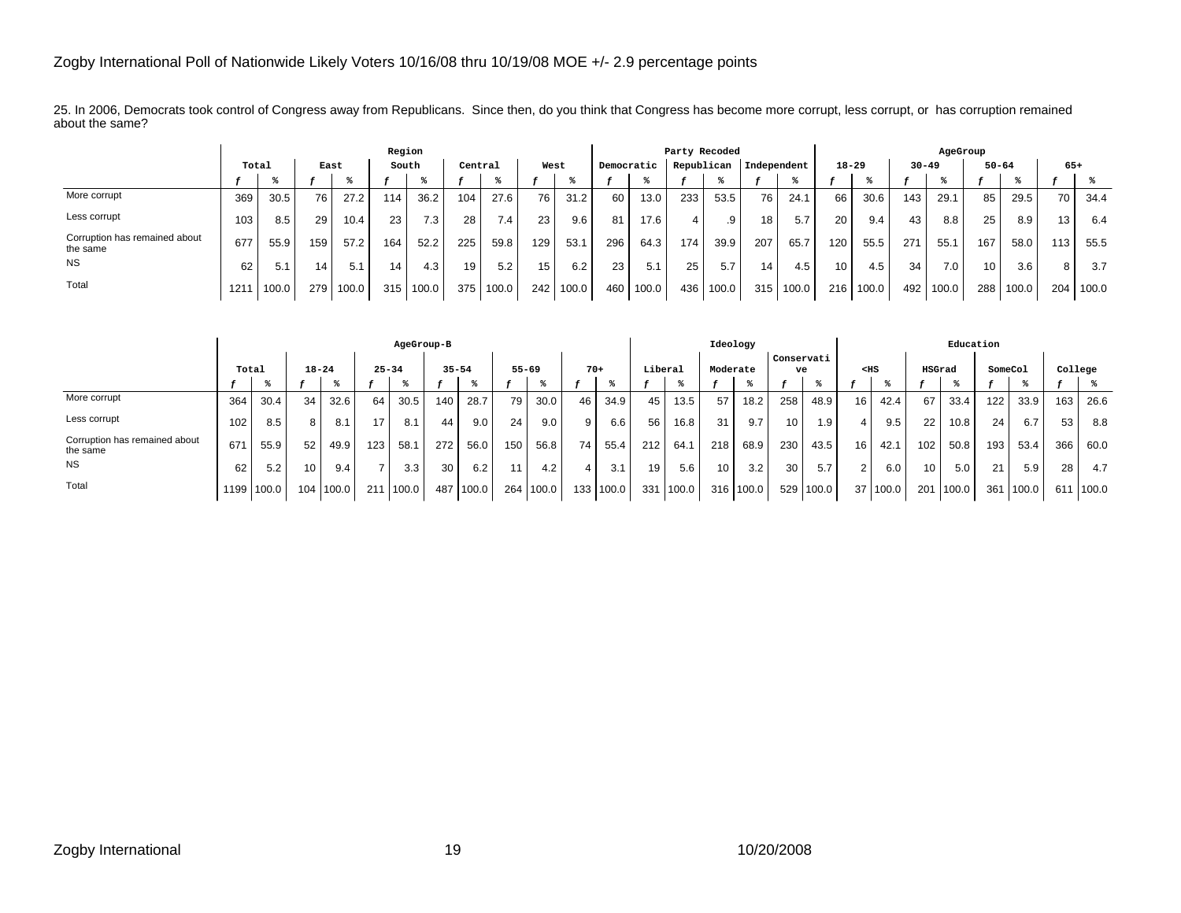Zogby International Poll of Nationwide Likely Voters 10/16/08 thru 10/19/08 MOE +/- 2.9 percentage points

25. In 2006, Democrats took control of Congress away from Republicans. Since then, do you think that Congress has become more corrupt, less corrupt, or has corruption remained about the same?

| | Total | | Region | | | | | | | | Party Recoded | | | | | | AgeGroup | | | | | | | |
|---|---|---|---|---|---|---|---|---|---|---|---|---|---|---|---|---|---|---|---|---|---|---|---|---|
| | | | East | | South | | Central | | West | | Democratic | | Republican | | Independent | | 18-29 | | 30-49 | | 50-64 | | 65+ | |
| | f | % | f | % | f | % | f | % | f | % | f | % | f | % | f | % | f | % | f | % | f | % | f | % |
| More corrupt | 369 | 30.5 | 76 | 27.2 | 114 | 36.2 | 104 | 27.6 | 76 | 31.2 | 60 | 13.0 | 233 | 53.5 | 76 | 24.1 | 66 | 30.6 | 143 | 29.1 | 85 | 29.5 | 70 | 34.4 |
| Less corrupt | 103 | 8.5 | 29 | 10.4 | 23 | 7.3 | 28 | 7.4 | 23 | 9.6 | 81 | 17.6 | 4 | .9 | 18 | 5.7 | 20 | 9.4 | 43 | 8.8 | 25 | 8.9 | 13 | 6.4 |
| Corruption has remained about the same | 677 | 55.9 | 159 | 57.2 | 164 | 52.2 | 225 | 59.8 | 129 | 53.1 | 296 | 64.3 | 174 | 39.9 | 207 | 65.7 | 120 | 55.5 | 271 | 55.1 | 167 | 58.0 | 113 | 55.5 |
| NS | 62 | 5.1 | 14 | 5.1 | 14 | 4.3 | 19 | 5.2 | 15 | 6.2 | 23 | 5.1 | 25 | 5.7 | 14 | 4.5 | 10 | 4.5 | 34 | 7.0 | 10 | 3.6 | 8 | 3.7 |
| Total | 1211 | 100.0 | 279 | 100.0 | 315 | 100.0 | 375 | 100.0 | 242 | 100.0 | 460 | 100.0 | 436 | 100.0 | 315 | 100.0 | 216 | 100.0 | 492 | 100.0 | 288 | 100.0 | 204 | 100.0 |

| | AgeGroup-B | | | | | | | | | | | | | | Ideology | | | | | | Education | | | | | | | |
|---|---|---|---|---|---|---|---|---|---|---|---|---|---|---|---|---|---|---|---|---|---|---|---|---|---|---|---|---|
| | Total | | 18-24 | | 25-34 | | 35-54 | | 55-69 | | 70+ | | | Liberal | | Moderate | | Conservative | | <HS | | HSGrad | | SomeCol | | College | |
| | f | % | f | % | f | % | f | % | f | % | f | % | | f | % | f | % | f | % | f | % | f | % | f | % | f | % |
| More corrupt | 364 | 30.4 | 34 | 32.6 | 64 | 30.5 | 140 | 28.7 | 79 | 30.0 | 46 | 34.9 | | 45 | 13.5 | 57 | 18.2 | 258 | 48.9 | 16 | 42.4 | 67 | 33.4 | 122 | 33.9 | 163 | 26.6 |
| Less corrupt | 102 | 8.5 | 8 | 8.1 | 17 | 8.1 | 44 | 9.0 | 24 | 9.0 | 9 | 6.6 | | 56 | 16.8 | 31 | 9.7 | 10 | 1.9 | 4 | 9.5 | 22 | 10.8 | 24 | 6.7 | 53 | 8.8 |
| Corruption has remained about the same | 671 | 55.9 | 52 | 49.9 | 123 | 58.1 | 272 | 56.0 | 150 | 56.8 | 74 | 55.4 | | 212 | 64.1 | 218 | 68.9 | 230 | 43.5 | 16 | 42.1 | 102 | 50.8 | 193 | 53.4 | 366 | 60.0 |
| NS | 62 | 5.2 | 10 | 9.4 | 7 | 3.3 | 30 | 6.2 | 11 | 4.2 | 4 | 3.1 | | 19 | 5.6 | 10 | 3.2 | 30 | 5.7 | 2 | 6.0 | 10 | 5.0 | 21 | 5.9 | 28 | 4.7 |
| Total | 1199 | 100.0 | 104 | 100.0 | 211 | 100.0 | 487 | 100.0 | 264 | 100.0 | 133 | 100.0 | | 331 | 100.0 | 316 | 100.0 | 529 | 100.0 | 37 | 100.0 | 201 | 100.0 | 361 | 100.0 | 611 | 100.0 |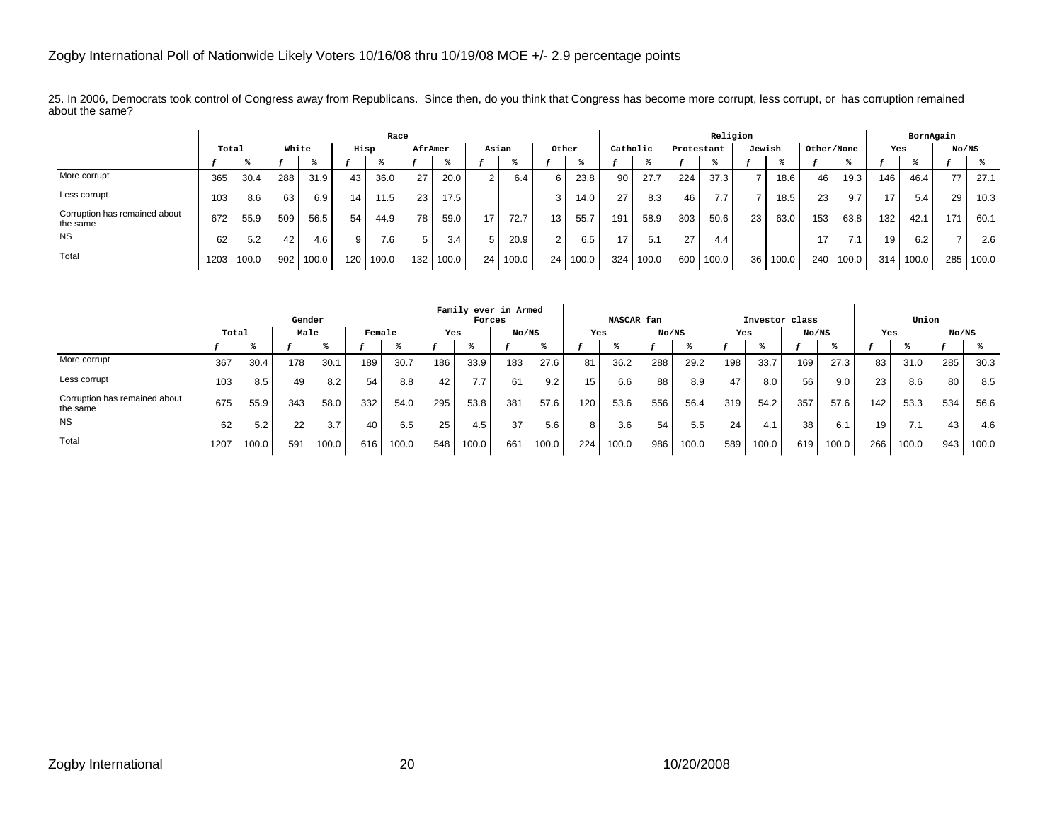Zogby International Poll of Nationwide Likely Voters 10/16/08 thru 10/19/08 MOE +/- 2.9 percentage points

25. In 2006, Democrats took control of Congress away from Republicans. Since then, do you think that Congress has become more corrupt, less corrupt, or has corruption remained about the same?

| | Total | | Race | | | | | | | | | | | | Religion | | | | | | | | BornAgain | | | |
|---|---|---|---|---|---|---|---|---|---|---|---|---|---|---|---|---|---|---|---|---|---|---|---|---|---|---|
| | | | White | | Hisp | | AfrAmer | | Asian | | Other | | Catholic | | Protestant | | Jewish | | Other/None | | Yes | | No/NS | |
| | f | % | f | % | f | % | f | % | f | % | f | % | f | % | f | % | f | % | f | % | f | % | f | % |
| More corrupt | 365 | 30.4 | 288 | 31.9 | 43 | 36.0 | 27 | 20.0 | 2 | 6.4 | 6 | 23.8 | 90 | 27.7 | 224 | 37.3 | 7 | 18.6 | 46 | 19.3 | 146 | 46.4 | 77 | 27.1 |
| Less corrupt | 103 | 8.6 | 63 | 6.9 | 14 | 11.5 | 23 | 17.5 | | | 3 | 14.0 | 27 | 8.3 | 46 | 7.7 | 7 | 18.5 | 23 | 9.7 | 17 | 5.4 | 29 | 10.3 |
| Corruption has remained about the same | 672 | 55.9 | 509 | 56.5 | 54 | 44.9 | 78 | 59.0 | 17 | 72.7 | 13 | 55.7 | 191 | 58.9 | 303 | 50.6 | 23 | 63.0 | 153 | 63.8 | 132 | 42.1 | 171 | 60.1 |
| NS | 62 | 5.2 | 42 | 4.6 | 9 | 7.6 | 5 | 3.4 | 5 | 20.9 | 2 | 6.5 | 17 | 5.1 | 27 | 4.4 | | | 17 | 7.1 | 19 | 6.2 | 7 | 2.6 |
| Total | 1203 | 100.0 | 902 | 100.0 | 120 | 100.0 | 132 | 100.0 | 24 | 100.0 | 24 | 100.0 | 324 | 100.0 | 600 | 100.0 | 36 | 100.0 | 240 | 100.0 | 314 | 100.0 | 285 | 100.0 |

| | Total | | Gender | | | | Family ever in Armed Forces | | | | NASCAR fan | | | | Investor class | | | | Union | | | |
|---|---|---|---|---|---|---|---|---|---|---|---|---|---|---|---|---|---|---|---|---|---|---|
| | | | Male | | Female | | Yes | | No/NS | | Yes | | No/NS | | Yes | | No/NS | | Yes | | No/NS | |
| | f | % | f | % | f | % | f | % | f | % | f | % | f | % | f | % | f | % | f | % | f | % |
| More corrupt | 367 | 30.4 | 178 | 30.1 | 189 | 30.7 | 186 | 33.9 | 183 | 27.6 | 81 | 36.2 | 288 | 29.2 | 198 | 33.7 | 169 | 27.3 | 83 | 31.0 | 285 | 30.3 |
| Less corrupt | 103 | 8.5 | 49 | 8.2 | 54 | 8.8 | 42 | 7.7 | 61 | 9.2 | 15 | 6.6 | 88 | 8.9 | 47 | 8.0 | 56 | 9.0 | 23 | 8.6 | 80 | 8.5 |
| Corruption has remained about the same | 675 | 55.9 | 343 | 58.0 | 332 | 54.0 | 295 | 53.8 | 381 | 57.6 | 120 | 53.6 | 556 | 56.4 | 319 | 54.2 | 357 | 57.6 | 142 | 53.3 | 534 | 56.6 |
| NS | 62 | 5.2 | 22 | 3.7 | 40 | 6.5 | 25 | 4.5 | 37 | 5.6 | 8 | 3.6 | 54 | 5.5 | 24 | 4.1 | 38 | 6.1 | 19 | 7.1 | 43 | 4.6 |
| Total | 1207 | 100.0 | 591 | 100.0 | 616 | 100.0 | 548 | 100.0 | 661 | 100.0 | 224 | 100.0 | 986 | 100.0 | 589 | 100.0 | 619 | 100.0 | 266 | 100.0 | 943 | 100.0 |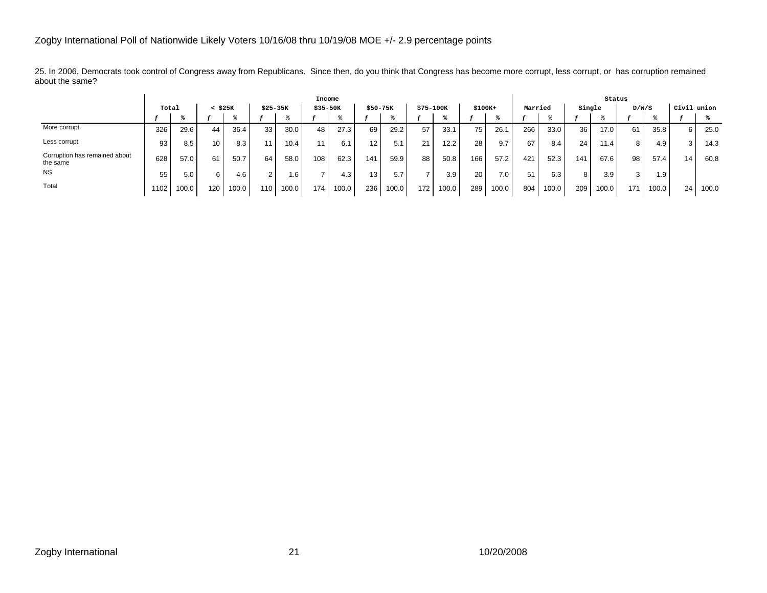Zogby International Poll of Nationwide Likely Voters 10/16/08 thru 10/19/08 MOE +/- 2.9 percentage points

25. In 2006, Democrats took control of Congress away from Republicans. Since then, do you think that Congress has become more corrupt, less corrupt, or has corruption remained about the same?

| | Total | | Income | | | | | | | | | | | | Status | | | | | | | |
|---|---|---|---|---|---|---|---|---|---|---|---|---|---|---|---|---|---|---|---|---|---|---|
| | Total | | < $25K | | $25-35K | | $35-50K | | $50-75K | | $75-100K | | $100K+ | | Married | | Single | | D/W/S | | Civil union | |
| | f | % | f | % | f | % | f | % | f | % | f | % | f | % | f | % | f | % | f | % | f | % |
| More corrupt | 326 | 29.6 | 44 | 36.4 | 33 | 30.0 | 48 | 27.3 | 69 | 29.2 | 57 | 33.1 | 75 | 26.1 | 266 | 33.0 | 36 | 17.0 | 61 | 35.8 | 6 | 25.0 |
| Less corrupt | 93 | 8.5 | 10 | 8.3 | 11 | 10.4 | 11 | 6.1 | 12 | 5.1 | 21 | 12.2 | 28 | 9.7 | 67 | 8.4 | 24 | 11.4 | 8 | 4.9 | 3 | 14.3 |
| Corruption has remained about the same | 628 | 57.0 | 61 | 50.7 | 64 | 58.0 | 108 | 62.3 | 141 | 59.9 | 88 | 50.8 | 166 | 57.2 | 421 | 52.3 | 141 | 67.6 | 98 | 57.4 | 14 | 60.8 |
| NS | 55 | 5.0 | 6 | 4.6 | 2 | 1.6 | 7 | 4.3 | 13 | 5.7 | 7 | 3.9 | 20 | 7.0 | 51 | 6.3 | 8 | 3.9 | 3 | 1.9 | | |
| Total | 1102 | 100.0 | 120 | 100.0 | 110 | 100.0 | 174 | 100.0 | 236 | 100.0 | 172 | 100.0 | 289 | 100.0 | 804 | 100.0 | 209 | 100.0 | 171 | 100.0 | 24 | 100.0 |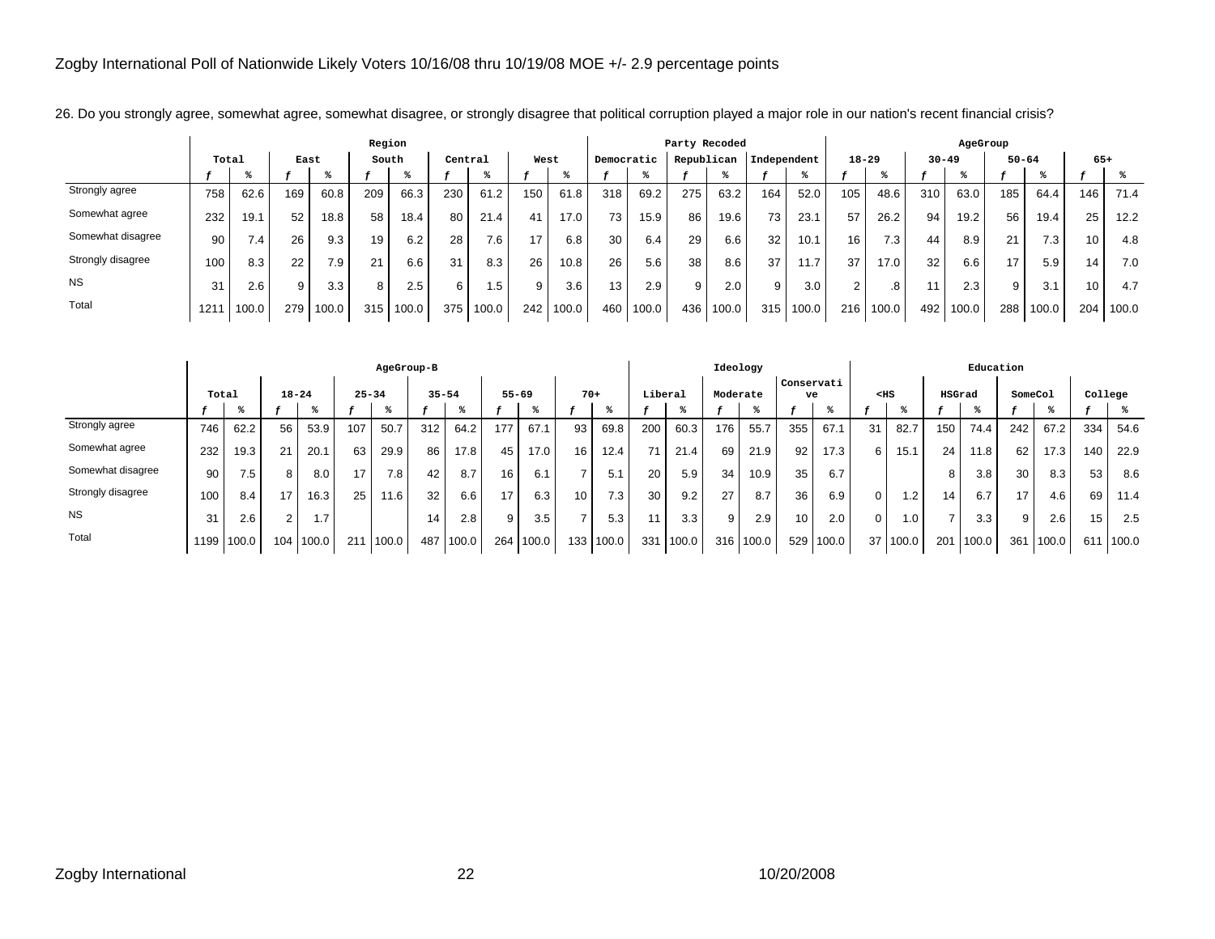Zogby International Poll of Nationwide Likely Voters 10/16/08 thru 10/19/08 MOE +/- 2.9 percentage points

26. Do you strongly agree, somewhat agree, somewhat disagree, or strongly disagree that political corruption played a major role in our nation's recent financial crisis?

| | Total | | Region | | | | | | | | Party Recoded | | | | | | AgeGroup | | | | | | | |
|---|---|---|---|---|---|---|---|---|---|---|---|---|---|---|---|---|---|---|---|---|---|---|---|---|
| | | | East | | South | | Central | | West | | Democratic | | Republican | | Independent | | 18-29 | | 30-49 | | 50-64 | | 65+ | |
| | f | % | f | % | f | % | f | % | f | % | f | % | f | % | f | % | f | % | f | % | f | % | f | % |
| Strongly agree | 758 | 62.6 | 169 | 60.8 | 209 | 66.3 | 230 | 61.2 | 150 | 61.8 | 318 | 69.2 | 275 | 63.2 | 164 | 52.0 | 105 | 48.6 | 310 | 63.0 | 185 | 64.4 | 146 | 71.4 |
| Somewhat agree | 232 | 19.1 | 52 | 18.8 | 58 | 18.4 | 80 | 21.4 | 41 | 17.0 | 73 | 15.9 | 86 | 19.6 | 73 | 23.1 | 57 | 26.2 | 94 | 19.2 | 56 | 19.4 | 25 | 12.2 |
| Somewhat disagree | 90 | 7.4 | 26 | 9.3 | 19 | 6.2 | 28 | 7.6 | 17 | 6.8 | 30 | 6.4 | 29 | 6.6 | 32 | 10.1 | 16 | 7.3 | 44 | 8.9 | 21 | 7.3 | 10 | 4.8 |
| Strongly disagree | 100 | 8.3 | 22 | 7.9 | 21 | 6.6 | 31 | 8.3 | 26 | 10.8 | 26 | 5.6 | 38 | 8.6 | 37 | 11.7 | 37 | 17.0 | 32 | 6.6 | 17 | 5.9 | 14 | 7.0 |
| NS | 31 | 2.6 | 9 | 3.3 | 8 | 2.5 | 6 | 1.5 | 9 | 3.6 | 13 | 2.9 | 9 | 2.0 | 9 | 3.0 | 2 | .8 | 11 | 2.3 | 9 | 3.1 | 10 | 4.7 |
| Total | 1211 | 100.0 | 279 | 100.0 | 315 | 100.0 | 375 | 100.0 | 242 | 100.0 | 460 | 100.0 | 436 | 100.0 | 315 | 100.0 | 216 | 100.0 | 492 | 100.0 | 288 | 100.0 | 204 | 100.0 |

| | Total | | AgeGroup-B | | | | | | | | | | Ideology | | | | | | Education | | | | | | | |
|---|---|---|---|---|---|---|---|---|---|---|---|---|---|---|---|---|---|---|---|---|---|---|---|---|---|---|
| | | | 18-24 | | 25-34 | | 35-54 | | 55-69 | | 70+ | | Liberal | | Moderate | | Conservative | | <HS | | HSGrad | | SomeCol | | College | |
| | f | % | f | % | f | % | f | % | f | % | f | % | f | % | f | % | f | % | f | % | f | % | f | % | f | % |
| Strongly agree | 746 | 62.2 | 56 | 53.9 | 107 | 50.7 | 312 | 64.2 | 177 | 67.1 | 93 | 69.8 | 200 | 60.3 | 176 | 55.7 | 355 | 67.1 | 31 | 82.7 | 150 | 74.4 | 242 | 67.2 | 334 | 54.6 |
| Somewhat agree | 232 | 19.3 | 21 | 20.1 | 63 | 29.9 | 86 | 17.8 | 45 | 17.0 | 16 | 12.4 | 71 | 21.4 | 69 | 21.9 | 92 | 17.3 | 6 | 15.1 | 24 | 11.8 | 62 | 17.3 | 140 | 22.9 |
| Somewhat disagree | 90 | 7.5 | 8 | 8.0 | 17 | 7.8 | 42 | 8.7 | 16 | 6.1 | 7 | 5.1 | 20 | 5.9 | 34 | 10.9 | 35 | 6.7 | | | 8 | 3.8 | 30 | 8.3 | 53 | 8.6 |
| Strongly disagree | 100 | 8.4 | 17 | 16.3 | 25 | 11.6 | 32 | 6.6 | 17 | 6.3 | 10 | 7.3 | 30 | 9.2 | 27 | 8.7 | 36 | 6.9 | 0 | 1.2 | 14 | 6.7 | 17 | 4.6 | 69 | 11.4 |
| NS | 31 | 2.6 | 2 | 1.7 | | | 14 | 2.8 | 9 | 3.5 | 7 | 5.3 | 11 | 3.3 | 9 | 2.9 | 10 | 2.0 | 0 | 1.0 | 7 | 3.3 | 9 | 2.6 | 15 | 2.5 |
| Total | 1199 | 100.0 | 104 | 100.0 | 211 | 100.0 | 487 | 100.0 | 264 | 100.0 | 133 | 100.0 | 331 | 100.0 | 316 | 100.0 | 529 | 100.0 | 37 | 100.0 | 201 | 100.0 | 361 | 100.0 | 611 | 100.0 |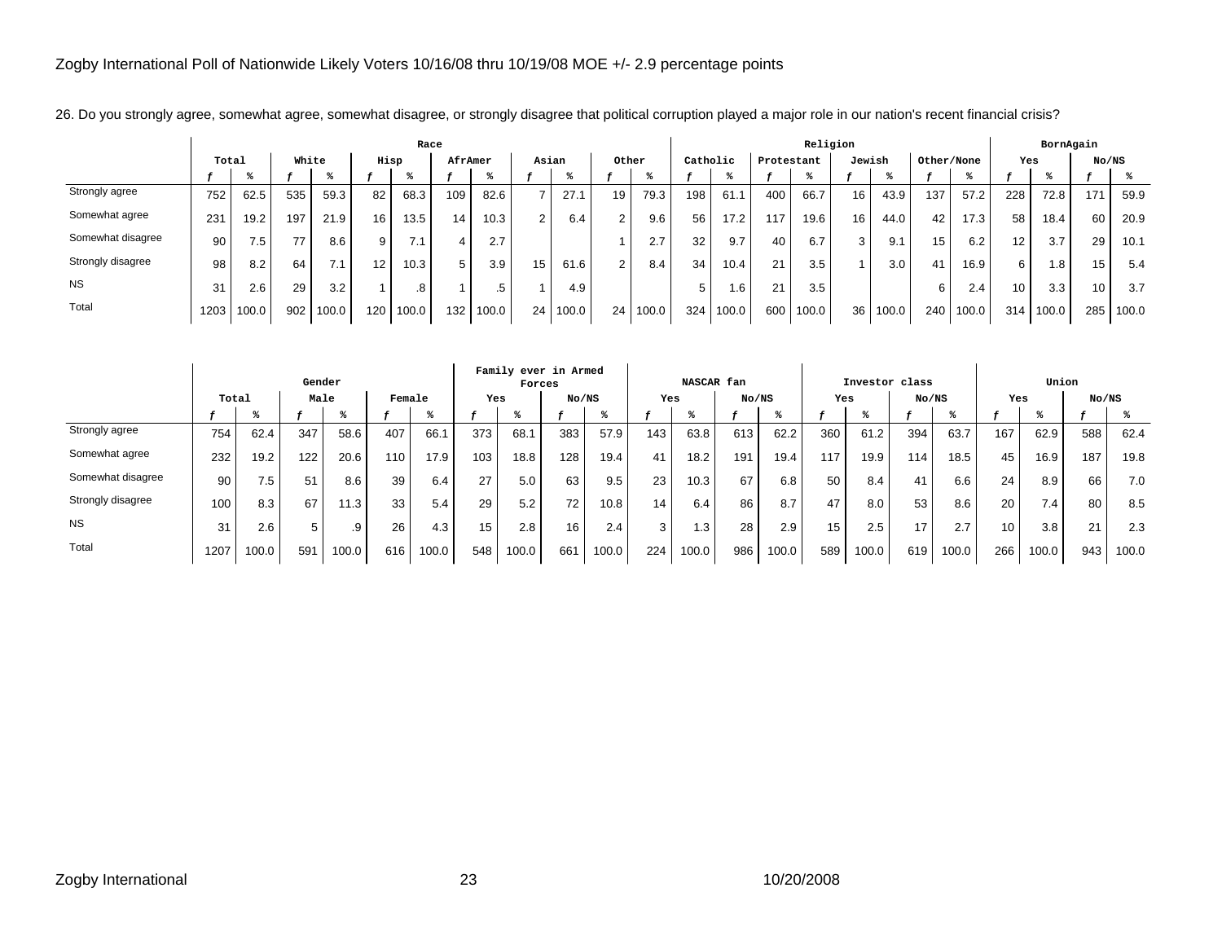Zogby International Poll of Nationwide Likely Voters 10/16/08 thru 10/19/08 MOE +/- 2.9 percentage points

26. Do you strongly agree, somewhat agree, somewhat disagree, or strongly disagree that political corruption played a major role in our nation's recent financial crisis?

| | | | Race | | | | | | | | | | Religion | | | | | | | | BornAgain | | | |
|---|---|---|---|---|---|---|---|---|---|---|---|---|---|---|---|---|---|---|---|---|---|---|---|---|
| | Total | | White | | Hisp | | AfrAmer | | Asian | | Other | | Catholic | | Protestant | | Jewish | | Other/None | | Yes | | No/NS | |
| | f | % | f | % | f | % | f | % | f | % | f | % | f | % | f | % | f | % | f | % | f | % | f | % |
| Strongly agree | 752 | 62.5 | 535 | 59.3 | 82 | 68.3 | 109 | 82.6 | 7 | 27.1 | 19 | 79.3 | 198 | 61.1 | 400 | 66.7 | 16 | 43.9 | 137 | 57.2 | 228 | 72.8 | 171 | 59.9 |
| Somewhat agree | 231 | 19.2 | 197 | 21.9 | 16 | 13.5 | 14 | 10.3 | 2 | 6.4 | 2 | 9.6 | 56 | 17.2 | 117 | 19.6 | 16 | 44.0 | 42 | 17.3 | 58 | 18.4 | 60 | 20.9 |
| Somewhat disagree | 90 | 7.5 | 77 | 8.6 | 9 | 7.1 | 4 | 2.7 | | | 1 | 2.7 | 32 | 9.7 | 40 | 6.7 | 3 | 9.1 | 15 | 6.2 | 12 | 3.7 | 29 | 10.1 |
| Strongly disagree | 98 | 8.2 | 64 | 7.1 | 12 | 10.3 | 5 | 3.9 | 15 | 61.6 | 2 | 8.4 | 34 | 10.4 | 21 | 3.5 | 1 | 3.0 | 41 | 16.9 | 6 | 1.8 | 15 | 5.4 |
| NS | 31 | 2.6 | 29 | 3.2 | 1 | .8 | 1 | .5 | 1 | 4.9 | | | 5 | 1.6 | 21 | 3.5 | | | 6 | 2.4 | 10 | 3.3 | 10 | 3.7 |
| Total | 1203 | 100.0 | 902 | 100.0 | 120 | 100.0 | 132 | 100.0 | 24 | 100.0 | 24 | 100.0 | 324 | 100.0 | 600 | 100.0 | 36 | 100.0 | 240 | 100.0 | 314 | 100.0 | 285 | 100.0 |

| | | | Gender | | | | Family ever in Armed Forces | | | | NASCAR fan | | | | Investor class | | | | Union | | | |
|---|---|---|---|---|---|---|---|---|---|---|---|---|---|---|---|---|---|---|---|---|---|---|
| | Total | | Male | | Female | | Yes | | No/NS | | Yes | | No/NS | | Yes | | No/NS | | Yes | | No/NS | |
| | f | % | f | % | f | % | f | % | f | % | f | % | f | % | f | % | f | % | f | % | f | % |
| Strongly agree | 754 | 62.4 | 347 | 58.6 | 407 | 66.1 | 373 | 68.1 | 383 | 57.9 | 143 | 63.8 | 613 | 62.2 | 360 | 61.2 | 394 | 63.7 | 167 | 62.9 | 588 | 62.4 |
| Somewhat agree | 232 | 19.2 | 122 | 20.6 | 110 | 17.9 | 103 | 18.8 | 128 | 19.4 | 41 | 18.2 | 191 | 19.4 | 117 | 19.9 | 114 | 18.5 | 45 | 16.9 | 187 | 19.8 |
| Somewhat disagree | 90 | 7.5 | 51 | 8.6 | 39 | 6.4 | 27 | 5.0 | 63 | 9.5 | 23 | 10.3 | 67 | 6.8 | 50 | 8.4 | 41 | 6.6 | 24 | 8.9 | 66 | 7.0 |
| Strongly disagree | 100 | 8.3 | 67 | 11.3 | 33 | 5.4 | 29 | 5.2 | 72 | 10.8 | 14 | 6.4 | 86 | 8.7 | 47 | 8.0 | 53 | 8.6 | 20 | 7.4 | 80 | 8.5 |
| NS | 31 | 2.6 | 5 | .9 | 26 | 4.3 | 15 | 2.8 | 16 | 2.4 | 3 | 1.3 | 28 | 2.9 | 15 | 2.5 | 17 | 2.7 | 10 | 3.8 | 21 | 2.3 |
| Total | 1207 | 100.0 | 591 | 100.0 | 616 | 100.0 | 548 | 100.0 | 661 | 100.0 | 224 | 100.0 | 986 | 100.0 | 589 | 100.0 | 619 | 100.0 | 266 | 100.0 | 943 | 100.0 |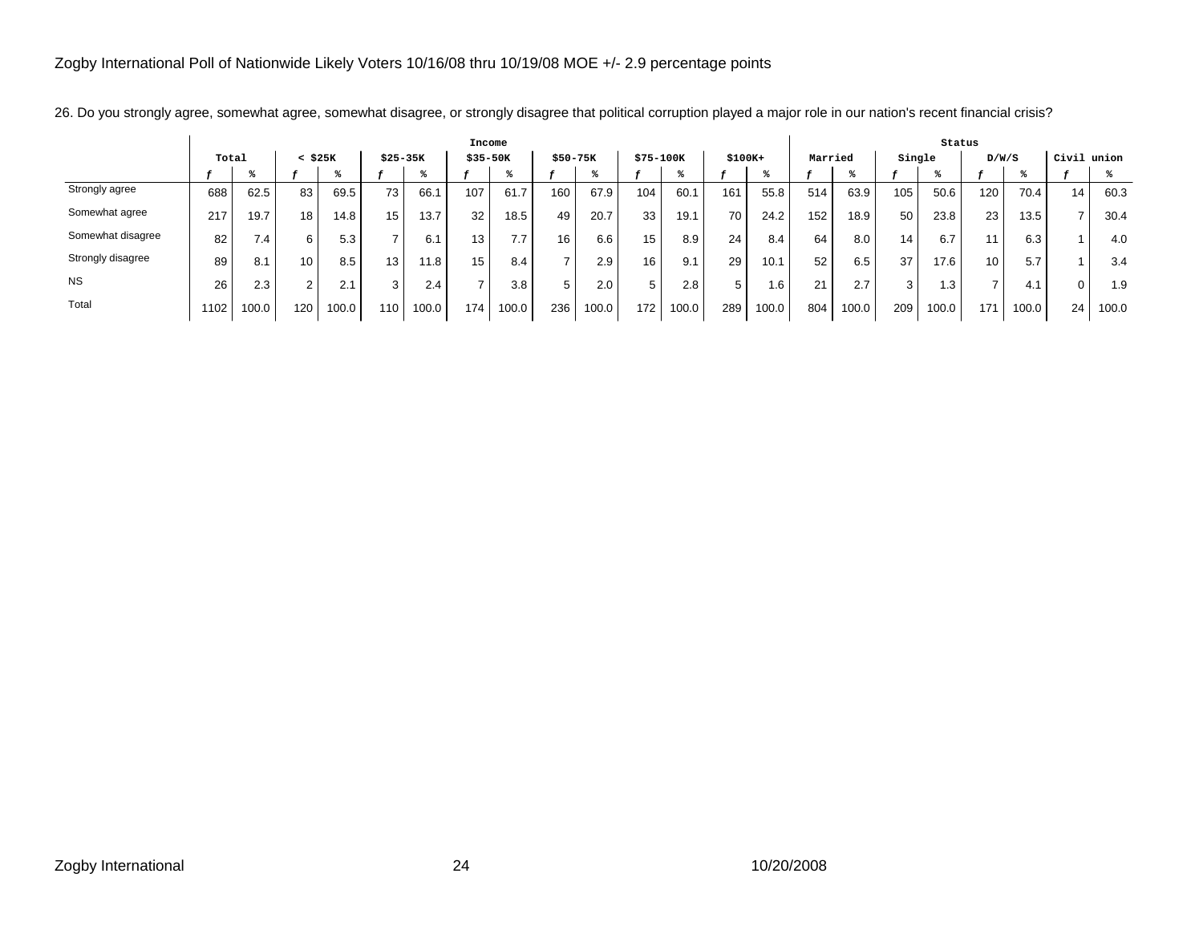Zogby International Poll of Nationwide Likely Voters 10/16/08 thru 10/19/08 MOE +/- 2.9 percentage points

26. Do you strongly agree, somewhat agree, somewhat disagree, or strongly disagree that political corruption played a major role in our nation's recent financial crisis?

| | | | Income | | | | | | | | | | | | | | Status | | | | | | | |
|---|---|---|---|---|---|---|---|---|---|---|---|---|---|---|---|---|---|---|---|---|---|---|---|---|
| | Total | | < $25K | | $25-35K | | $35-50K | | $50-75K | | $75-100K | | $100K+ | | Married | | Single | | D/W/S | | Civil union | |
| | f | % | f | % | f | % | f | % | f | % | f | % | f | % | f | % | f | % | f | % | f | % |
| Strongly agree | 688 | 62.5 | 83 | 69.5 | 73 | 66.1 | 107 | 61.7 | 160 | 67.9 | 104 | 60.1 | 161 | 55.8 | 514 | 63.9 | 105 | 50.6 | 120 | 70.4 | 14 | 60.3 |
| Somewhat agree | 217 | 19.7 | 18 | 14.8 | 15 | 13.7 | 32 | 18.5 | 49 | 20.7 | 33 | 19.1 | 70 | 24.2 | 152 | 18.9 | 50 | 23.8 | 23 | 13.5 | 7 | 30.4 |
| Somewhat disagree | 82 | 7.4 | 6 | 5.3 | 7 | 6.1 | 13 | 7.7 | 16 | 6.6 | 15 | 8.9 | 24 | 8.4 | 64 | 8.0 | 14 | 6.7 | 11 | 6.3 | 1 | 4.0 |
| Strongly disagree | 89 | 8.1 | 10 | 8.5 | 13 | 11.8 | 15 | 8.4 | 7 | 2.9 | 16 | 9.1 | 29 | 10.1 | 52 | 6.5 | 37 | 17.6 | 10 | 5.7 | 1 | 3.4 |
| NS | 26 | 2.3 | 2 | 2.1 | 3 | 2.4 | 7 | 3.8 | 5 | 2.0 | 5 | 2.8 | 5 | 1.6 | 21 | 2.7 | 3 | 1.3 | 7 | 4.1 | 0 | 1.9 |
| Total | 1102 | 100.0 | 120 | 100.0 | 110 | 100.0 | 174 | 100.0 | 236 | 100.0 | 172 | 100.0 | 289 | 100.0 | 804 | 100.0 | 209 | 100.0 | 171 | 100.0 | 24 | 100.0 |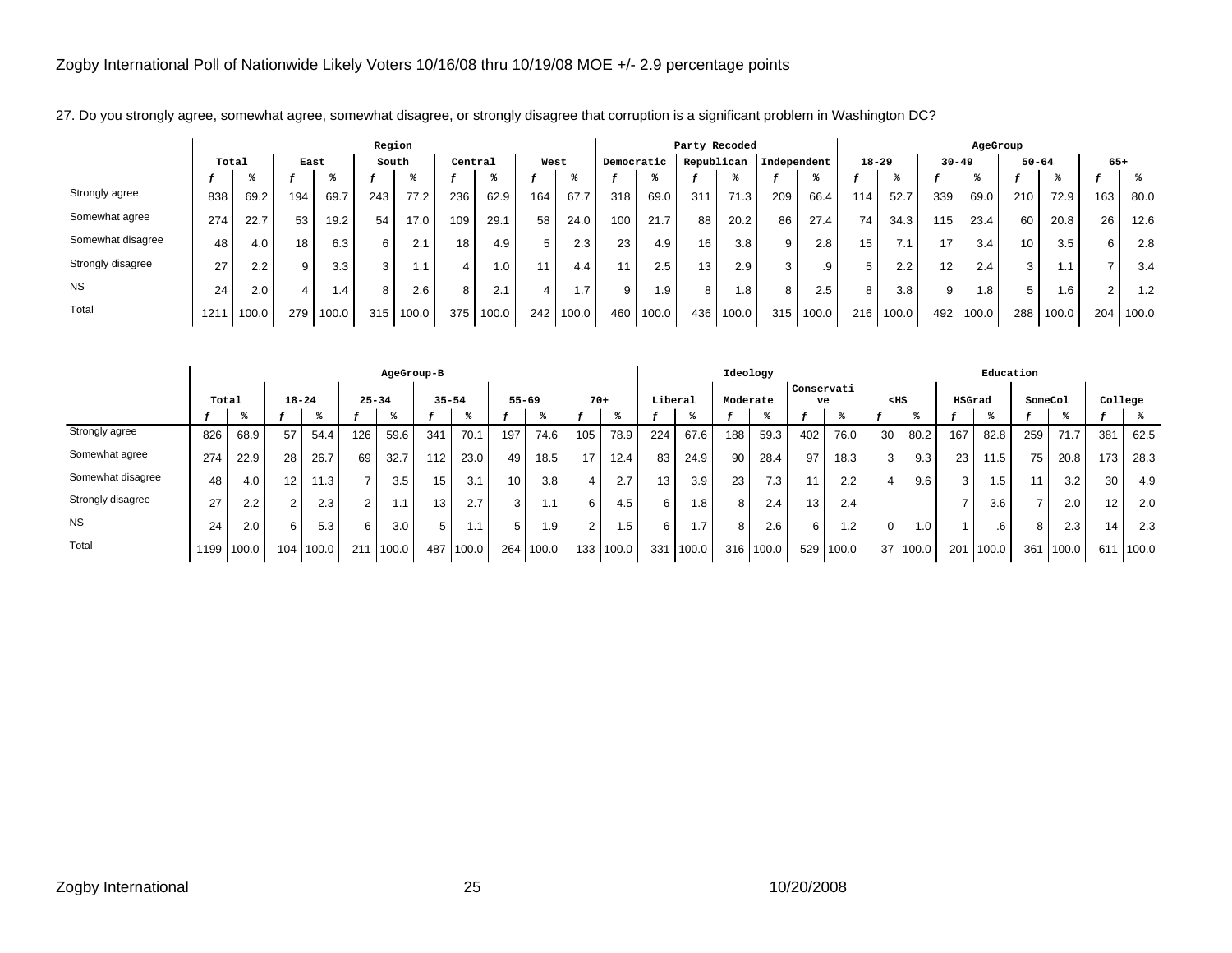Zogby International Poll of Nationwide Likely Voters 10/16/08 thru 10/19/08 MOE +/- 2.9 percentage points

27. Do you strongly agree, somewhat agree, somewhat disagree, or strongly disagree that corruption is a significant problem in Washington DC?

| | Total | | Region | | | | | | | | Party Recoded | | | | | | AgeGroup | | | | | | | |
|---|---|---|---|---|---|---|---|---|---|---|---|---|---|---|---|---|---|---|---|---|---|---|---|---|
| | | | East | | South | | Central | | West | | Democratic | | Republican | | Independent | | 18-29 | | 30-49 | | 50-64 | | 65+ | |
| | f | % | f | % | f | % | f | % | f | % | f | % | f | % | f | % | f | % | f | % | f | % | f | % |
| Strongly agree | 838 | 69.2 | 194 | 69.7 | 243 | 77.2 | 236 | 62.9 | 164 | 67.7 | 318 | 69.0 | 311 | 71.3 | 209 | 66.4 | 114 | 52.7 | 339 | 69.0 | 210 | 72.9 | 163 | 80.0 |
| Somewhat agree | 274 | 22.7 | 53 | 19.2 | 54 | 17.0 | 109 | 29.1 | 58 | 24.0 | 100 | 21.7 | 88 | 20.2 | 86 | 27.4 | 74 | 34.3 | 115 | 23.4 | 60 | 20.8 | 26 | 12.6 |
| Somewhat disagree | 48 | 4.0 | 18 | 6.3 | 6 | 2.1 | 18 | 4.9 | 5 | 2.3 | 23 | 4.9 | 16 | 3.8 | 9 | 2.8 | 15 | 7.1 | 17 | 3.4 | 10 | 3.5 | 6 | 2.8 |
| Strongly disagree | 27 | 2.2 | 9 | 3.3 | 3 | 1.1 | 4 | 1.0 | 11 | 4.4 | 11 | 2.5 | 13 | 2.9 | 3 | .9 | 5 | 2.2 | 12 | 2.4 | 3 | 1.1 | 7 | 3.4 |
| NS | 24 | 2.0 | 4 | 1.4 | 8 | 2.6 | 8 | 2.1 | 4 | 1.7 | 9 | 1.9 | 8 | 1.8 | 8 | 2.5 | 8 | 3.8 | 9 | 1.8 | 5 | 1.6 | 2 | 1.2 |
| Total | 1211 | 100.0 | 279 | 100.0 | 315 | 100.0 | 375 | 100.0 | 242 | 100.0 | 460 | 100.0 | 436 | 100.0 | 315 | 100.0 | 216 | 100.0 | 492 | 100.0 | 288 | 100.0 | 204 | 100.0 |

| | AgeGroup-B | | | | | | | | | | | | | | Ideology | | | | | | Education | | | | | | | |
|---|---|---|---|---|---|---|---|---|---|---|---|---|---|---|---|---|---|---|---|---|---|---|---|---|---|---|---|---|
| | Total | | 18-24 | | 25-34 | | 35-54 | | 55-69 | | 70+ | | Liberal | | Moderate | | Conservative | | <HS | | HSGrad | | SomeCol | | College | |
| | f | % | f | % | f | % | f | % | f | % | f | % | f | % | f | % | f | % | f | % | f | % | f | % | f | % |
| Strongly agree | 826 | 68.9 | 57 | 54.4 | 126 | 59.6 | 341 | 70.1 | 197 | 74.6 | 105 | 78.9 | 224 | 67.6 | 188 | 59.3 | 402 | 76.0 | 30 | 80.2 | 167 | 82.8 | 259 | 71.7 | 381 | 62.5 |
| Somewhat agree | 274 | 22.9 | 28 | 26.7 | 69 | 32.7 | 112 | 23.0 | 49 | 18.5 | 17 | 12.4 | 83 | 24.9 | 90 | 28.4 | 97 | 18.3 | 3 | 9.3 | 23 | 11.5 | 75 | 20.8 | 173 | 28.3 |
| Somewhat disagree | 48 | 4.0 | 12 | 11.3 | 7 | 3.5 | 15 | 3.1 | 10 | 3.8 | 4 | 2.7 | 13 | 3.9 | 23 | 7.3 | 11 | 2.2 | 4 | 9.6 | 3 | 1.5 | 11 | 3.2 | 30 | 4.9 |
| Strongly disagree | 27 | 2.2 | 2 | 2.3 | 2 | 1.1 | 13 | 2.7 | 3 | 1.1 | 6 | 4.5 | 6 | 1.8 | 8 | 2.4 | 13 | 2.4 | | | 7 | 3.6 | 7 | 2.0 | 12 | 2.0 |
| NS | 24 | 2.0 | 6 | 5.3 | 6 | 3.0 | 5 | 1.1 | 5 | 1.9 | 2 | 1.5 | 6 | 1.7 | 8 | 2.6 | 6 | 1.2 | 0 | 1.0 | 1 | .6 | 8 | 2.3 | 14 | 2.3 |
| Total | 1199 | 100.0 | 104 | 100.0 | 211 | 100.0 | 487 | 100.0 | 264 | 100.0 | 133 | 100.0 | 331 | 100.0 | 316 | 100.0 | 529 | 100.0 | 37 | 100.0 | 201 | 100.0 | 361 | 100.0 | 611 | 100.0 |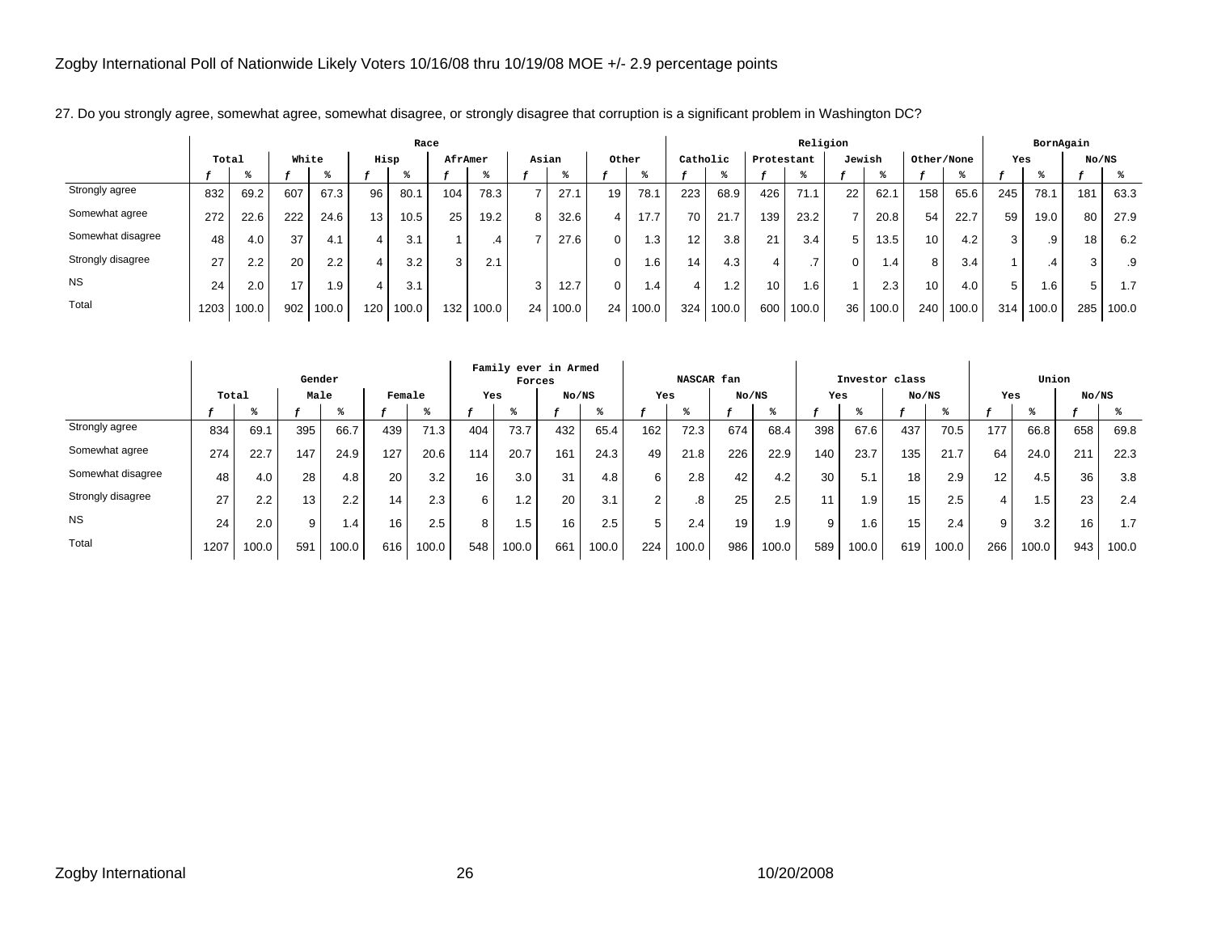Zogby International Poll of Nationwide Likely Voters 10/16/08 thru 10/19/08 MOE +/- 2.9 percentage points

27. Do you strongly agree, somewhat agree, somewhat disagree, or strongly disagree that corruption is a significant problem in Washington DC?

| | Total | | Race | | | | | | | | | | | | Religion | | | | | | | | BornAgain | | | |
|---|---|---|---|---|---|---|---|---|---|---|---|---|---|---|---|---|---|---|---|---|---|---|---|---|---|---|
| | | | White | | Hisp | | AfrAmer | | Asian | | Other | | Catholic | | Protestant | | Jewish | | Other/None | | Yes | | No/NS | |
| | f | % | f | % | f | % | f | % | f | % | f | % | f | % | f | % | f | % | f | % | f | % | f | % |
| Strongly agree | 832 | 69.2 | 607 | 67.3 | 96 | 80.1 | 104 | 78.3 | 7 | 27.1 | 19 | 78.1 | 223 | 68.9 | 426 | 71.1 | 22 | 62.1 | 158 | 65.6 | 245 | 78.1 | 181 | 63.3 |
| Somewhat agree | 272 | 22.6 | 222 | 24.6 | 13 | 10.5 | 25 | 19.2 | 8 | 32.6 | 4 | 17.7 | 70 | 21.7 | 139 | 23.2 | 7 | 20.8 | 54 | 22.7 | 59 | 19.0 | 80 | 27.9 |
| Somewhat disagree | 48 | 4.0 | 37 | 4.1 | 4 | 3.1 | 1 | .4 | 7 | 27.6 | 0 | 1.3 | 12 | 3.8 | 21 | 3.4 | 5 | 13.5 | 10 | 4.2 | 3 | .9 | 18 | 6.2 |
| Strongly disagree | 27 | 2.2 | 20 | 2.2 | 4 | 3.2 | 3 | 2.1 | | | 0 | 1.6 | 14 | 4.3 | 4 | .7 | 0 | 1.4 | 8 | 3.4 | 1 | .4 | 3 | .9 |
| NS | 24 | 2.0 | 17 | 1.9 | 4 | 3.1 | | | 3 | 12.7 | 0 | 1.4 | 4 | 1.2 | 10 | 1.6 | 1 | 2.3 | 10 | 4.0 | 5 | 1.6 | 5 | 1.7 |
| Total | 1203 | 100.0 | 902 | 100.0 | 120 | 100.0 | 132 | 100.0 | 24 | 100.0 | 24 | 100.0 | 324 | 100.0 | 600 | 100.0 | 36 | 100.0 | 240 | 100.0 | 314 | 100.0 | 285 | 100.0 |

| | Total | | Gender | | | | Family ever in Armed Forces | | | | NASCAR fan | | | | Investor class | | | | Union | | | |
|---|---|---|---|---|---|---|---|---|---|---|---|---|---|---|---|---|---|---|---|---|---|---|
| | | | Male | | Female | | Yes | | No/NS | | Yes | | No/NS | | Yes | | No/NS | | Yes | | No/NS | |
| | f | % | f | % | f | % | f | % | f | % | f | % | f | % | f | % | f | % | f | % | f | % |
| Strongly agree | 834 | 69.1 | 395 | 66.7 | 439 | 71.3 | 404 | 73.7 | 432 | 65.4 | 162 | 72.3 | 674 | 68.4 | 398 | 67.6 | 437 | 70.5 | 177 | 66.8 | 658 | 69.8 |
| Somewhat agree | 274 | 22.7 | 147 | 24.9 | 127 | 20.6 | 114 | 20.7 | 161 | 24.3 | 49 | 21.8 | 226 | 22.9 | 140 | 23.7 | 135 | 21.7 | 64 | 24.0 | 211 | 22.3 |
| Somewhat disagree | 48 | 4.0 | 28 | 4.8 | 20 | 3.2 | 16 | 3.0 | 31 | 4.8 | 6 | 2.8 | 42 | 4.2 | 30 | 5.1 | 18 | 2.9 | 12 | 4.5 | 36 | 3.8 |
| Strongly disagree | 27 | 2.2 | 13 | 2.2 | 14 | 2.3 | 6 | 1.2 | 20 | 3.1 | 2 | .8 | 25 | 2.5 | 11 | 1.9 | 15 | 2.5 | 4 | 1.5 | 23 | 2.4 |
| NS | 24 | 2.0 | 9 | 1.4 | 16 | 2.5 | 8 | 1.5 | 16 | 2.5 | 5 | 2.4 | 19 | 1.9 | 9 | 1.6 | 15 | 2.4 | 9 | 3.2 | 16 | 1.7 |
| Total | 1207 | 100.0 | 591 | 100.0 | 616 | 100.0 | 548 | 100.0 | 661 | 100.0 | 224 | 100.0 | 986 | 100.0 | 589 | 100.0 | 619 | 100.0 | 266 | 100.0 | 943 | 100.0 |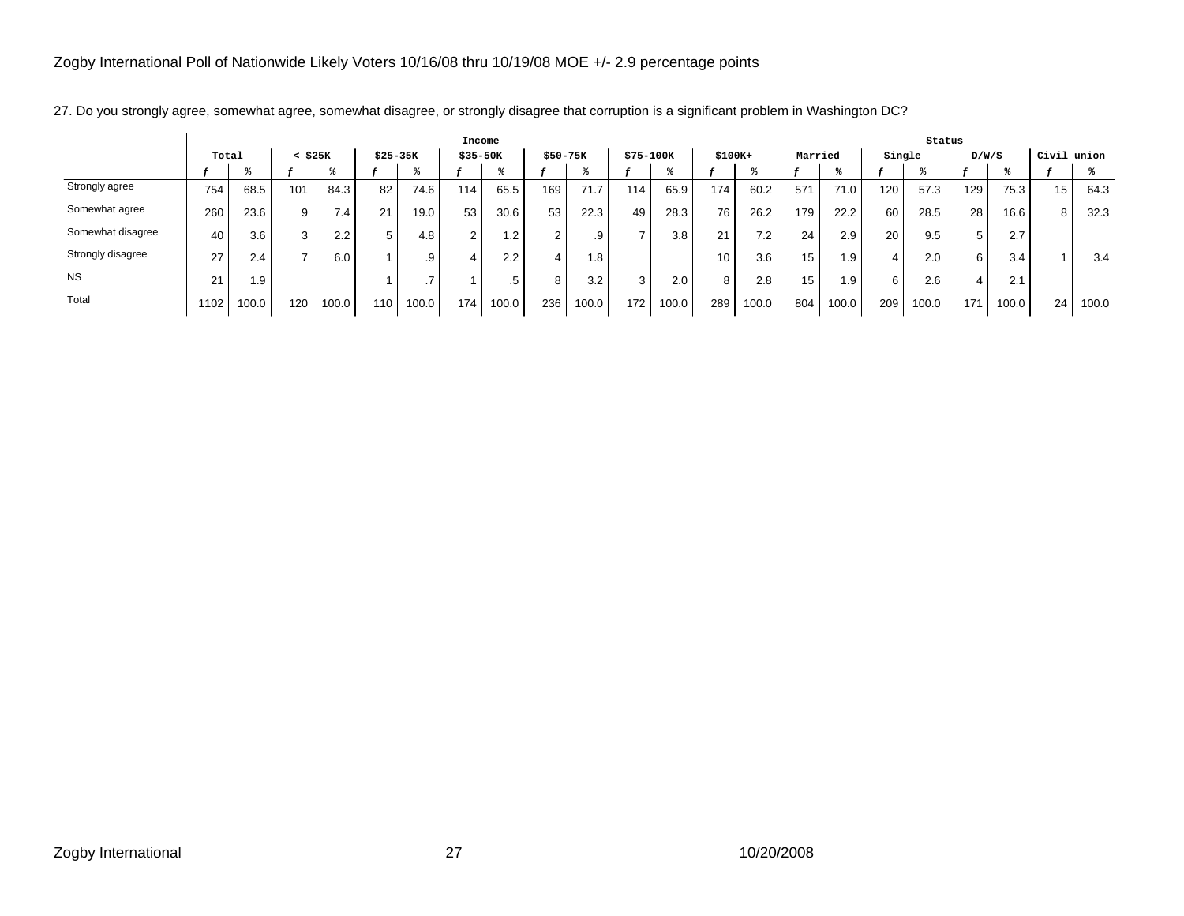Zogby International Poll of Nationwide Likely Voters 10/16/08 thru 10/19/08 MOE +/- 2.9 percentage points

27. Do you strongly agree, somewhat agree, somewhat disagree, or strongly disagree that corruption is a significant problem in Washington DC?

| | Total | | Income | | | | | | | | | | | | Status | | | | | | | |
|---|---|---|---|---|---|---|---|---|---|---|---|---|---|---|---|---|---|---|---|---|---|---|
| | | | < $25K | | $25-35K | | $35-50K | | $50-75K | | $75-100K | | $100K+ | | Married | | Single | | D/W/S | | Civil union | |
| | f | % | f | % | f | % | f | % | f | % | f | % | f | % | f | % | f | % | f | % | f | % |
| Strongly agree | 754 | 68.5 | 101 | 84.3 | 82 | 74.6 | 114 | 65.5 | 169 | 71.7 | 114 | 65.9 | 174 | 60.2 | 571 | 71.0 | 120 | 57.3 | 129 | 75.3 | 15 | 64.3 |
| Somewhat agree | 260 | 23.6 | 9 | 7.4 | 21 | 19.0 | 53 | 30.6 | 53 | 22.3 | 49 | 28.3 | 76 | 26.2 | 179 | 22.2 | 60 | 28.5 | 28 | 16.6 | 8 | 32.3 |
| Somewhat disagree | 40 | 3.6 | 3 | 2.2 | 5 | 4.8 | 2 | 1.2 | 2 | .9 | 7 | 3.8 | 21 | 7.2 | 24 | 2.9 | 20 | 9.5 | 5 | 2.7 | | |
| Strongly disagree | 27 | 2.4 | 7 | 6.0 | 1 | .9 | 4 | 2.2 | 4 | 1.8 | | | 10 | 3.6 | 15 | 1.9 | 4 | 2.0 | 6 | 3.4 | 1 | 3.4 |
| NS | 21 | 1.9 | | | 1 | .7 | 1 | .5 | 8 | 3.2 | 3 | 2.0 | 8 | 2.8 | 15 | 1.9 | 6 | 2.6 | 4 | 2.1 | | |
| Total | 1102 | 100.0 | 120 | 100.0 | 110 | 100.0 | 174 | 100.0 | 236 | 100.0 | 172 | 100.0 | 289 | 100.0 | 804 | 100.0 | 209 | 100.0 | 171 | 100.0 | 24 | 100.0 |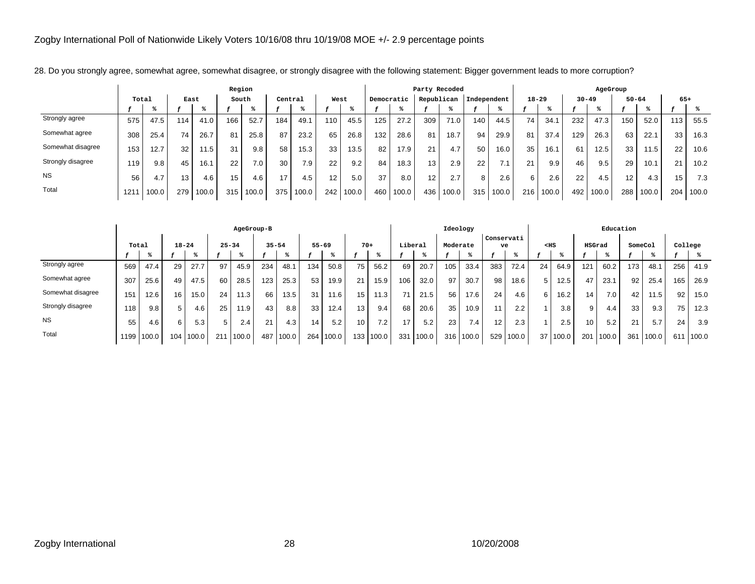Zogby International Poll of Nationwide Likely Voters 10/16/08 thru 10/19/08 MOE +/- 2.9 percentage points

28. Do you strongly agree, somewhat agree, somewhat disagree, or strongly disagree with the following statement: Bigger government leads to more corruption?

| | Total | | Region | | | | | | | | Party Recoded | | | | | | AgeGroup | | | | | | | |
|---|---|---|---|---|---|---|---|---|---|---|---|---|---|---|---|---|---|---|---|---|---|---|---|---|
| | | | East | | South | | Central | | West | | Democratic | | Republican | | Independent | | 18-29 | | 30-49 | | 50-64 | | 65+ | |
| | f | % | f | % | f | % | f | % | f | % | f | % | f | % | f | % | f | % | f | % | f | % | f | % |
| Strongly agree | 575 | 47.5 | 114 | 41.0 | 166 | 52.7 | 184 | 49.1 | 110 | 45.5 | 125 | 27.2 | 309 | 71.0 | 140 | 44.5 | 74 | 34.1 | 232 | 47.3 | 150 | 52.0 | 113 | 55.5 |
| Somewhat agree | 308 | 25.4 | 74 | 26.7 | 81 | 25.8 | 87 | 23.2 | 65 | 26.8 | 132 | 28.6 | 81 | 18.7 | 94 | 29.9 | 81 | 37.4 | 129 | 26.3 | 63 | 22.1 | 33 | 16.3 |
| Somewhat disagree | 153 | 12.7 | 32 | 11.5 | 31 | 9.8 | 58 | 15.3 | 33 | 13.5 | 82 | 17.9 | 21 | 4.7 | 50 | 16.0 | 35 | 16.1 | 61 | 12.5 | 33 | 11.5 | 22 | 10.6 |
| Strongly disagree | 119 | 9.8 | 45 | 16.1 | 22 | 7.0 | 30 | 7.9 | 22 | 9.2 | 84 | 18.3 | 13 | 2.9 | 22 | 7.1 | 21 | 9.9 | 46 | 9.5 | 29 | 10.1 | 21 | 10.2 |
| NS | 56 | 4.7 | 13 | 4.6 | 15 | 4.6 | 17 | 4.5 | 12 | 5.0 | 37 | 8.0 | 12 | 2.7 | 8 | 2.6 | 6 | 2.6 | 22 | 4.5 | 12 | 4.3 | 15 | 7.3 |
| Total | 1211 | 100.0 | 279 | 100.0 | 315 | 100.0 | 375 | 100.0 | 242 | 100.0 | 460 | 100.0 | 436 | 100.0 | 315 | 100.0 | 216 | 100.0 | 492 | 100.0 | 288 | 100.0 | 204 | 100.0 |

| | Total | | AgeGroup-B | | | | | | | | | | Ideology | | | | | | Education | | | | | | | |
|---|---|---|---|---|---|---|---|---|---|---|---|---|---|---|---|---|---|---|---|---|---|---|---|---|---|---|
| | | | 18-24 | | 25-34 | | 35-54 | | 55-69 | | 70+ | | Liberal | | Moderate | | Conservative | | <HS | | HSGrad | | SomeCol | | College | |
| | f | % | f | % | f | % | f | % | f | % | f | % | f | % | f | % | f | % | f | % | f | % | f | % | f | % |
| Strongly agree | 569 | 47.4 | 29 | 27.7 | 97 | 45.9 | 234 | 48.1 | 134 | 50.8 | 75 | 56.2 | 69 | 20.7 | 105 | 33.4 | 383 | 72.4 | 24 | 64.9 | 121 | 60.2 | 173 | 48.1 | 256 | 41.9 |
| Somewhat agree | 307 | 25.6 | 49 | 47.5 | 60 | 28.5 | 123 | 25.3 | 53 | 19.9 | 21 | 15.9 | 106 | 32.0 | 97 | 30.7 | 98 | 18.6 | 5 | 12.5 | 47 | 23.1 | 92 | 25.4 | 165 | 26.9 |
| Somewhat disagree | 151 | 12.6 | 16 | 15.0 | 24 | 11.3 | 66 | 13.5 | 31 | 11.6 | 15 | 11.3 | 71 | 21.5 | 56 | 17.6 | 24 | 4.6 | 6 | 16.2 | 14 | 7.0 | 42 | 11.5 | 92 | 15.0 |
| Strongly disagree | 118 | 9.8 | 5 | 4.6 | 25 | 11.9 | 43 | 8.8 | 33 | 12.4 | 13 | 9.4 | 68 | 20.6 | 35 | 10.9 | 11 | 2.2 | 1 | 3.8 | 9 | 4.4 | 33 | 9.3 | 75 | 12.3 |
| NS | 55 | 4.6 | 6 | 5.3 | 5 | 2.4 | 21 | 4.3 | 14 | 5.2 | 10 | 7.2 | 17 | 5.2 | 23 | 7.4 | 12 | 2.3 | 1 | 2.5 | 10 | 5.2 | 21 | 5.7 | 24 | 3.9 |
| Total | 1199 | 100.0 | 104 | 100.0 | 211 | 100.0 | 487 | 100.0 | 264 | 100.0 | 133 | 100.0 | 331 | 100.0 | 316 | 100.0 | 529 | 100.0 | 37 | 100.0 | 201 | 100.0 | 361 | 100.0 | 611 | 100.0 |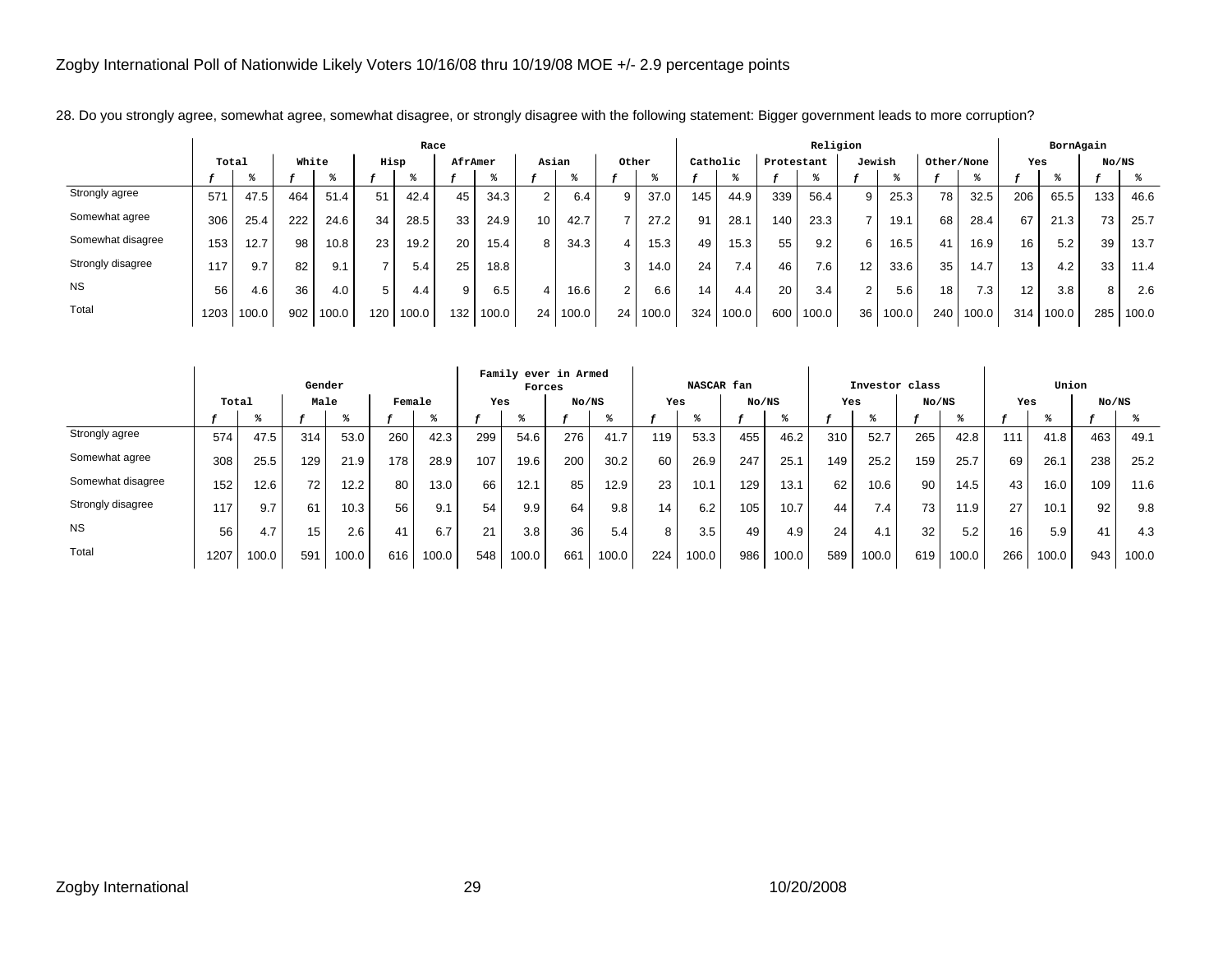Zogby International Poll of Nationwide Likely Voters 10/16/08 thru 10/19/08 MOE +/- 2.9 percentage points

28. Do you strongly agree, somewhat agree, somewhat disagree, or strongly disagree with the following statement: Bigger government leads to more corruption?

| | Total | | Race | | | | | | | | | | | | Religion | | | | | | | | BornAgain | | | |
|---|---|---|---|---|---|---|---|---|---|---|---|---|---|---|---|---|---|---|---|---|---|---|---|---|---|---|
| | | | White | | Hisp | | AfrAmer | | Asian | | Other | | Catholic | | Protestant | | Jewish | | Other/None | | Yes | | No/NS | |
| | f | % | f | % | f | % | f | % | f | % | f | % | f | % | f | % | f | % | f | % | f | % | f | % |
| Strongly agree | 571 | 47.5 | 464 | 51.4 | 51 | 42.4 | 45 | 34.3 | 2 | 6.4 | 9 | 37.0 | 145 | 44.9 | 339 | 56.4 | 9 | 25.3 | 78 | 32.5 | 206 | 65.5 | 133 | 46.6 |
| Somewhat agree | 306 | 25.4 | 222 | 24.6 | 34 | 28.5 | 33 | 24.9 | 10 | 42.7 | 7 | 27.2 | 91 | 28.1 | 140 | 23.3 | 7 | 19.1 | 68 | 28.4 | 67 | 21.3 | 73 | 25.7 |
| Somewhat disagree | 153 | 12.7 | 98 | 10.8 | 23 | 19.2 | 20 | 15.4 | 8 | 34.3 | 4 | 15.3 | 49 | 15.3 | 55 | 9.2 | 6 | 16.5 | 41 | 16.9 | 16 | 5.2 | 39 | 13.7 |
| Strongly disagree | 117 | 9.7 | 82 | 9.1 | 7 | 5.4 | 25 | 18.8 | | | 3 | 14.0 | 24 | 7.4 | 46 | 7.6 | 12 | 33.6 | 35 | 14.7 | 13 | 4.2 | 33 | 11.4 |
| NS | 56 | 4.6 | 36 | 4.0 | 5 | 4.4 | 9 | 6.5 | 4 | 16.6 | 2 | 6.6 | 14 | 4.4 | 20 | 3.4 | 2 | 5.6 | 18 | 7.3 | 12 | 3.8 | 8 | 2.6 |
| Total | 1203 | 100.0 | 902 | 100.0 | 120 | 100.0 | 132 | 100.0 | 24 | 100.0 | 24 | 100.0 | 324 | 100.0 | 600 | 100.0 | 36 | 100.0 | 240 | 100.0 | 314 | 100.0 | 285 | 100.0 |

| | Total | | Gender | | | | Family ever in Armed Forces | | | | NASCAR fan | | | | Investor class | | | | Union | | | |
|---|---|---|---|---|---|---|---|---|---|---|---|---|---|---|---|---|---|---|---|---|---|---|
| | | | Male | | Female | | Yes | | No/NS | | Yes | | No/NS | | Yes | | No/NS | | Yes | | No/NS | |
| | f | % | f | % | f | % | f | % | f | % | f | % | f | % | f | % | f | % | f | % | f | % |
| Strongly agree | 574 | 47.5 | 314 | 53.0 | 260 | 42.3 | 299 | 54.6 | 276 | 41.7 | 119 | 53.3 | 455 | 46.2 | 310 | 52.7 | 265 | 42.8 | 111 | 41.8 | 463 | 49.1 |
| Somewhat agree | 308 | 25.5 | 129 | 21.9 | 178 | 28.9 | 107 | 19.6 | 200 | 30.2 | 60 | 26.9 | 247 | 25.1 | 149 | 25.2 | 159 | 25.7 | 69 | 26.1 | 238 | 25.2 |
| Somewhat disagree | 152 | 12.6 | 72 | 12.2 | 80 | 13.0 | 66 | 12.1 | 85 | 12.9 | 23 | 10.1 | 129 | 13.1 | 62 | 10.6 | 90 | 14.5 | 43 | 16.0 | 109 | 11.6 |
| Strongly disagree | 117 | 9.7 | 61 | 10.3 | 56 | 9.1 | 54 | 9.9 | 64 | 9.8 | 14 | 6.2 | 105 | 10.7 | 44 | 7.4 | 73 | 11.9 | 27 | 10.1 | 92 | 9.8 |
| NS | 56 | 4.7 | 15 | 2.6 | 41 | 6.7 | 21 | 3.8 | 36 | 5.4 | 8 | 3.5 | 49 | 4.9 | 24 | 4.1 | 32 | 5.2 | 16 | 5.9 | 41 | 4.3 |
| Total | 1207 | 100.0 | 591 | 100.0 | 616 | 100.0 | 548 | 100.0 | 661 | 100.0 | 224 | 100.0 | 986 | 100.0 | 589 | 100.0 | 619 | 100.0 | 266 | 100.0 | 943 | 100.0 |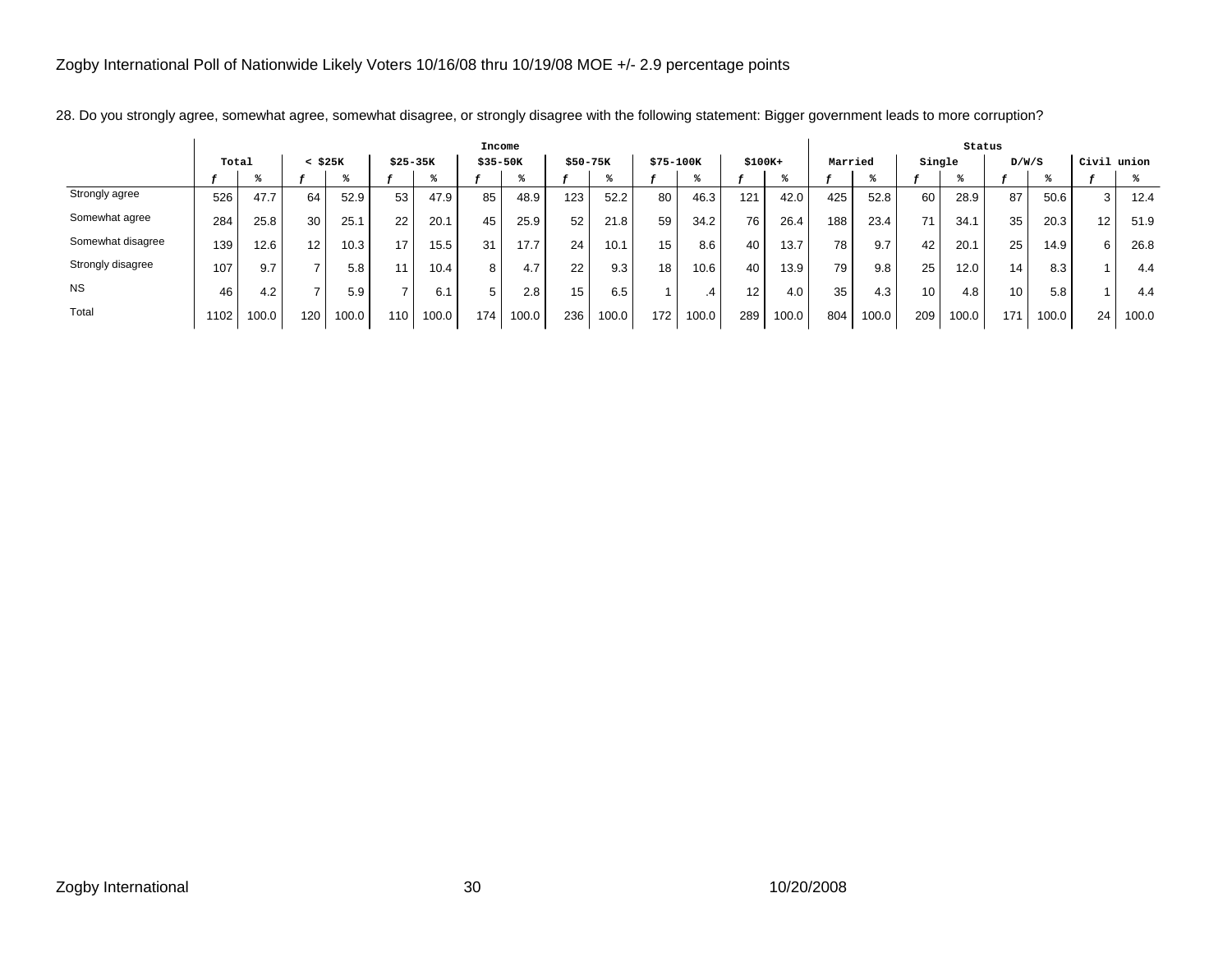Zogby International Poll of Nationwide Likely Voters 10/16/08 thru 10/19/08 MOE +/- 2.9 percentage points

28. Do you strongly agree, somewhat agree, somewhat disagree, or strongly disagree with the following statement: Bigger government leads to more corruption?

| | Total | | Income | | | | | | | | | | | | Status | | | | | | | |
|---|---|---|---|---|---|---|---|---|---|---|---|---|---|---|---|---|---|---|---|---|---|---|
| | | | < $25K | | $25-35K | | $35-50K | | $50-75K | | $75-100K | | $100K+ | | Married | | Single | | D/W/S | | Civil union | |
| | f | % | f | % | f | % | f | % | f | % | f | % | f | % | f | % | f | % | f | % | f | % |
| Strongly agree | 526 | 47.7 | 64 | 52.9 | 53 | 47.9 | 85 | 48.9 | 123 | 52.2 | 80 | 46.3 | 121 | 42.0 | 425 | 52.8 | 60 | 28.9 | 87 | 50.6 | 3 | 12.4 |
| Somewhat agree | 284 | 25.8 | 30 | 25.1 | 22 | 20.1 | 45 | 25.9 | 52 | 21.8 | 59 | 34.2 | 76 | 26.4 | 188 | 23.4 | 71 | 34.1 | 35 | 20.3 | 12 | 51.9 |
| Somewhat disagree | 139 | 12.6 | 12 | 10.3 | 17 | 15.5 | 31 | 17.7 | 24 | 10.1 | 15 | 8.6 | 40 | 13.7 | 78 | 9.7 | 42 | 20.1 | 25 | 14.9 | 6 | 26.8 |
| Strongly disagree | 107 | 9.7 | 7 | 5.8 | 11 | 10.4 | 8 | 4.7 | 22 | 9.3 | 18 | 10.6 | 40 | 13.9 | 79 | 9.8 | 25 | 12.0 | 14 | 8.3 | 1 | 4.4 |
| NS | 46 | 4.2 | 7 | 5.9 | 7 | 6.1 | 5 | 2.8 | 15 | 6.5 | 1 | .4 | 12 | 4.0 | 35 | 4.3 | 10 | 4.8 | 10 | 5.8 | 1 | 4.4 |
| Total | 1102 | 100.0 | 120 | 100.0 | 110 | 100.0 | 174 | 100.0 | 236 | 100.0 | 172 | 100.0 | 289 | 100.0 | 804 | 100.0 | 209 | 100.0 | 171 | 100.0 | 24 | 100.0 |